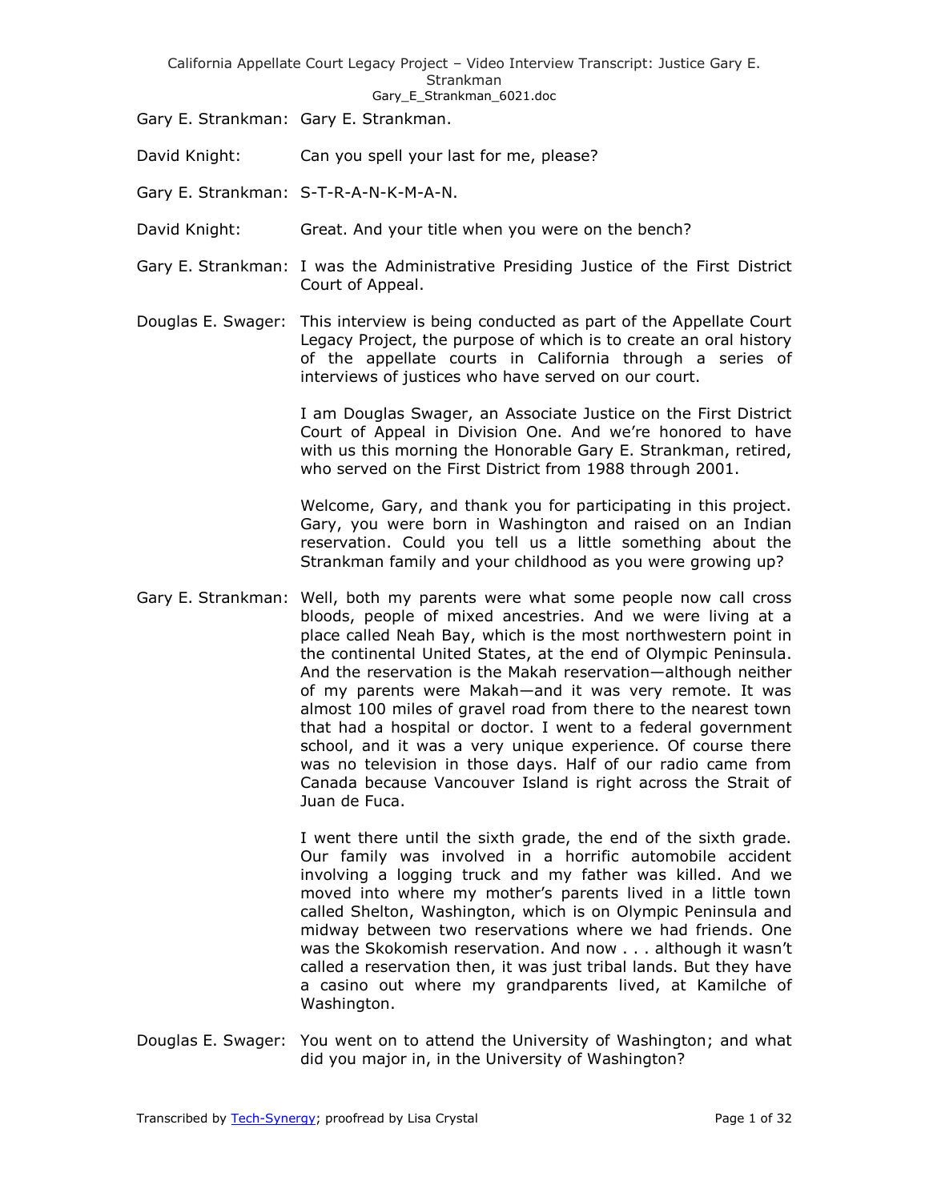Gary E. Strankman: Gary E. Strankman.

David Knight: Can you spell your last for me, please?

Gary E. Strankman: S-T-R-A-N-K-M-A-N.

David Knight: Great. And your title when you were on the bench?

Gary E. Strankman: I was the Administrative Presiding Justice of the First District Court of Appeal.

Douglas E. Swager: This interview is being conducted as part of the Appellate Court Legacy Project, the purpose of which is to create an oral history of the appellate courts in California through a series of interviews of justices who have served on our court.

I am Douglas Swager, an Associate Justice on the First District Court of Appeal in Division One. And we're honored to have with us this morning the Honorable Gary E. Strankman, retired, who served on the First District from 1988 through 2001.

Welcome, Gary, and thank you for participating in this project. Gary, you were born in Washington and raised on an Indian reservation. Could you tell us a little something about the Strankman family and your childhood as you were growing up?

Gary E. Strankman: Well, both my parents were what some people now call cross bloods, people of mixed ancestries. And we were living at a place called Neah Bay, which is the most northwestern point in the continental United States, at the end of Olympic Peninsula. And the reservation is the Makah reservation—although neither of my parents were Makah—and it was very remote. It was almost 100 miles of gravel road from there to the nearest town that had a hospital or doctor. I went to a federal government school, and it was a very unique experience. Of course there was no television in those days. Half of our radio came from Canada because Vancouver Island is right across the Strait of Juan de Fuca.

I went there until the sixth grade, the end of the sixth grade. Our family was involved in a horrific automobile accident involving a logging truck and my father was killed. And we moved into where my mother's parents lived in a little town called Shelton, Washington, which is on Olympic Peninsula and midway between two reservations where we had friends. One was the Skokomish reservation. And now . . . although it wasn't called a reservation then, it was just tribal lands. But they have a casino out where my grandparents lived, at Kamilche of Washington.

Douglas E. Swager: You went on to attend the University of Washington; and what did you major in, in the University of Washington?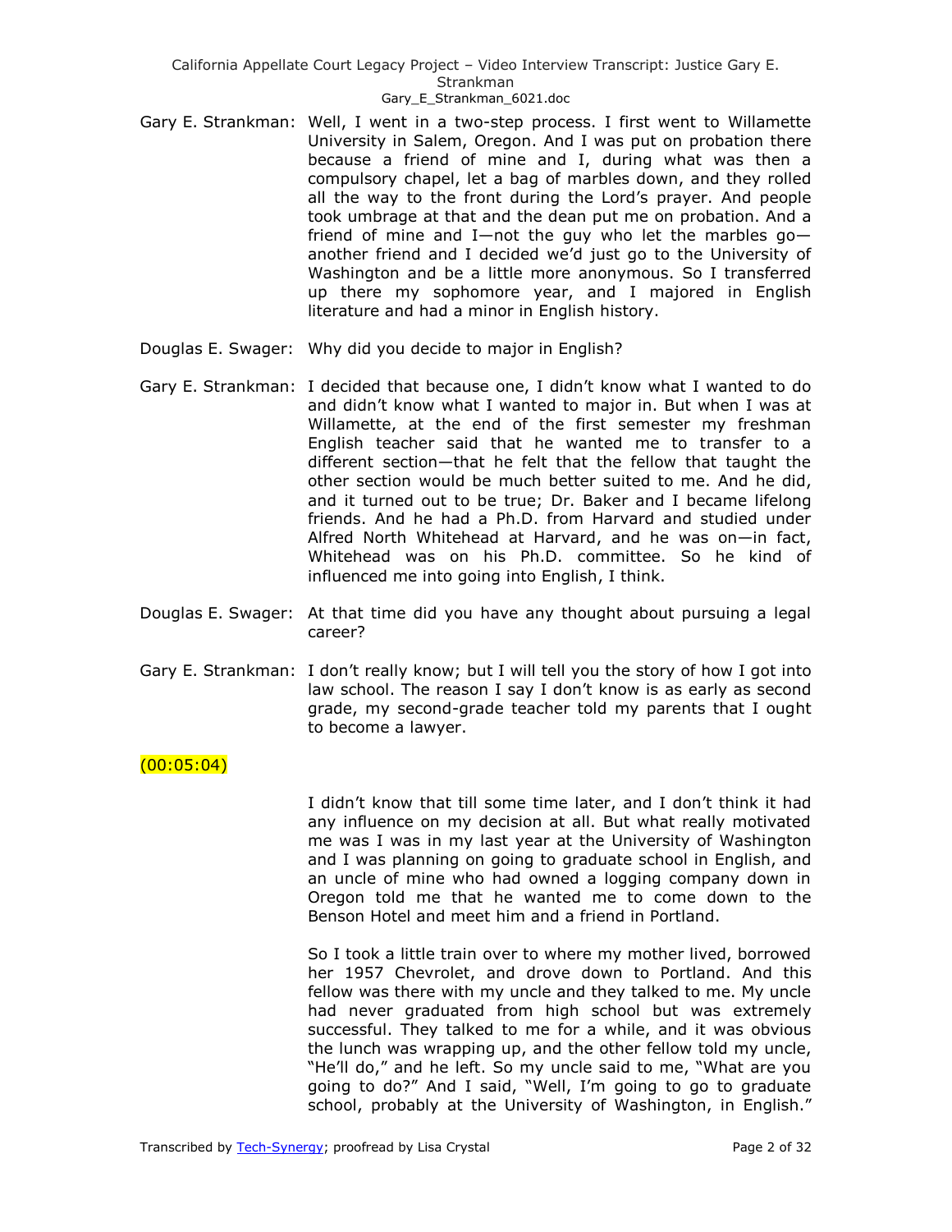Gary E. Strankman: Well, I went in a two-step process. I first went to Willamette University in Salem, Oregon. And I was put on probation there because a friend of mine and I, during what was then a compulsory chapel, let a bag of marbles down, and they rolled all the way to the front during the Lord's prayer. And people took umbrage at that and the dean put me on probation. And a friend of mine and I—not the guy who let the marbles go—another friend and I decided we'd just go to the University of Washington and be a little more anonymous. So I transferred up there my sophomore year, and I majored in English literature and had a minor in English history.

Douglas E. Swager: Why did you decide to major in English?

Gary E. Strankman: I decided that because one, I didn't know what I wanted to do and didn't know what I wanted to major in. But when I was at Willamette, at the end of the first semester my freshman English teacher said that he wanted me to transfer to a different section—that he felt that the fellow that taught the other section would be much better suited to me. And he did, and it turned out to be true; Dr. Baker and I became lifelong friends. And he had a Ph.D. from Harvard and studied under Alfred North Whitehead at Harvard, and he was on—in fact, Whitehead was on his Ph.D. committee. So he kind of influenced me into going into English, I think.

Douglas E. Swager: At that time did you have any thought about pursuing a legal career?

Gary E. Strankman: I don't really know; but I will tell you the story of how I got into law school. The reason I say I don't know is as early as second grade, my second-grade teacher told my parents that I ought to become a lawyer.

(00:05:04)

I didn't know that till some time later, and I don't think it had any influence on my decision at all. But what really motivated me was I was in my last year at the University of Washington and I was planning on going to graduate school in English, and an uncle of mine who had owned a logging company down in Oregon told me that he wanted me to come down to the Benson Hotel and meet him and a friend in Portland.

So I took a little train over to where my mother lived, borrowed her 1957 Chevrolet, and drove down to Portland. And this fellow was there with my uncle and they talked to me. My uncle had never graduated from high school but was extremely successful. They talked to me for a while, and it was obvious the lunch was wrapping up, and the other fellow told my uncle, "He'll do," and he left. So my uncle said to me, "What are you going to do?" And I said, "Well, I'm going to go to graduate school, probably at the University of Washington, in English."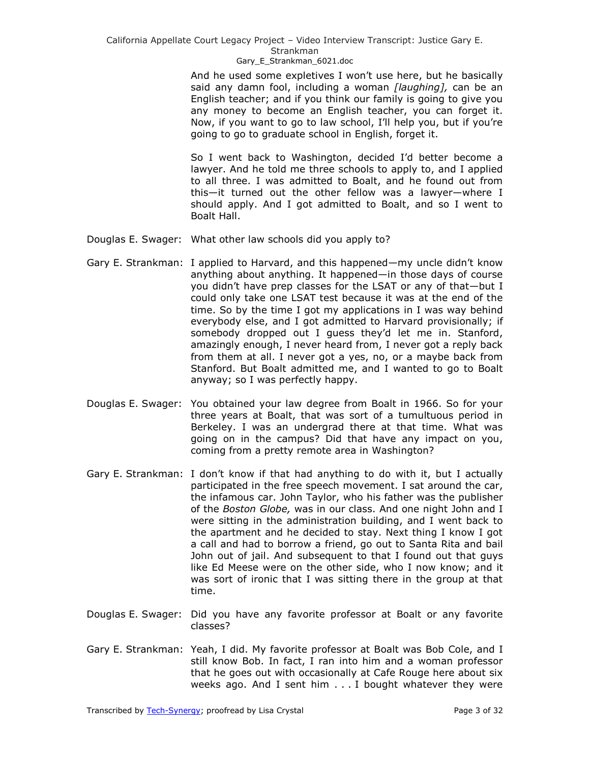And he used some expletives I won't use here, but he basically said any damn fool, including a woman *[laughing],* can be an English teacher; and if you think our family is going to give you any money to become an English teacher, you can forget it. Now, if you want to go to law school, I'll help you, but if you're going to go to graduate school in English, forget it.

So I went back to Washington, decided I'd better become a lawyer. And he told me three schools to apply to, and I applied to all three. I was admitted to Boalt, and he found out from this—it turned out the other fellow was a lawyer—where I should apply. And I got admitted to Boalt, and so I went to Boalt Hall.

Douglas E. Swager: What other law schools did you apply to?

Gary E. Strankman: I applied to Harvard, and this happened—my uncle didn't know anything about anything. It happened—in those days of course you didn't have prep classes for the LSAT or any of that—but I could only take one LSAT test because it was at the end of the time. So by the time I got my applications in I was way behind everybody else, and I got admitted to Harvard provisionally; if somebody dropped out I guess they'd let me in. Stanford, amazingly enough, I never heard from, I never got a reply back from them at all. I never got a yes, no, or a maybe back from Stanford. But Boalt admitted me, and I wanted to go to Boalt anyway; so I was perfectly happy.

Douglas E. Swager: You obtained your law degree from Boalt in 1966. So for your three years at Boalt, that was sort of a tumultuous period in Berkeley. I was an undergrad there at that time. What was going on in the campus? Did that have any impact on you, coming from a pretty remote area in Washington?

Gary E. Strankman: I don't know if that had anything to do with it, but I actually participated in the free speech movement. I sat around the car, the infamous car. John Taylor, who his father was the publisher of the *Boston Globe,* was in our class. And one night John and I were sitting in the administration building, and I went back to the apartment and he decided to stay. Next thing I know I got a call and had to borrow a friend, go out to Santa Rita and bail John out of jail. And subsequent to that I found out that guys like Ed Meese were on the other side, who I now know; and it was sort of ironic that I was sitting there in the group at that time.

Douglas E. Swager: Did you have any favorite professor at Boalt or any favorite classes?

Gary E. Strankman: Yeah, I did. My favorite professor at Boalt was Bob Cole, and I still know Bob. In fact, I ran into him and a woman professor that he goes out with occasionally at Cafe Rouge here about six weeks ago. And I sent him . . . I bought whatever they were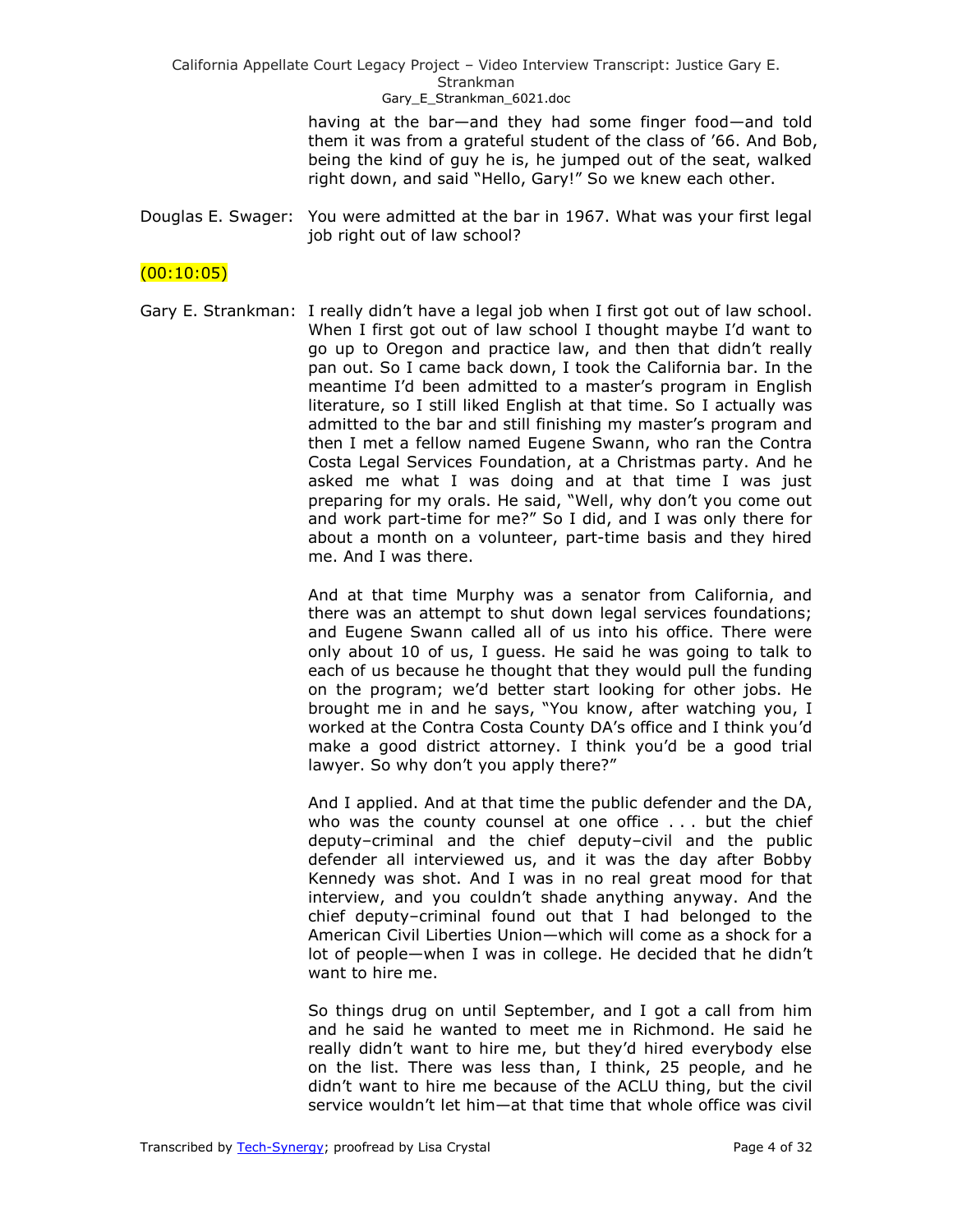having at the bar—and they had some finger food—and told them it was from a grateful student of the class of '66. And Bob, being the kind of guy he is, he jumped out of the seat, walked right down, and said "Hello, Gary!" So we knew each other.

Douglas E. Swager: You were admitted at the bar in 1967. What was your first legal job right out of law school?

(00:10:05)

Gary E. Strankman: I really didn't have a legal job when I first got out of law school. When I first got out of law school I thought maybe I'd want to go up to Oregon and practice law, and then that didn't really pan out. So I came back down, I took the California bar. In the meantime I'd been admitted to a master's program in English literature, so I still liked English at that time. So I actually was admitted to the bar and still finishing my master's program and then I met a fellow named Eugene Swann, who ran the Contra Costa Legal Services Foundation, at a Christmas party. And he asked me what I was doing and at that time I was just preparing for my orals. He said, "Well, why don't you come out and work part-time for me?" So I did, and I was only there for about a month on a volunteer, part-time basis and they hired me. And I was there.

And at that time Murphy was a senator from California, and there was an attempt to shut down legal services foundations; and Eugene Swann called all of us into his office. There were only about 10 of us, I guess. He said he was going to talk to each of us because he thought that they would pull the funding on the program; we'd better start looking for other jobs. He brought me in and he says, "You know, after watching you, I worked at the Contra Costa County DA's office and I think you'd make a good district attorney. I think you'd be a good trial lawyer. So why don't you apply there?"

And I applied. And at that time the public defender and the DA, who was the county counsel at one office . . . but the chief deputy–criminal and the chief deputy–civil and the public defender all interviewed us, and it was the day after Bobby Kennedy was shot. And I was in no real great mood for that interview, and you couldn't shade anything anyway. And the chief deputy–criminal found out that I had belonged to the American Civil Liberties Union—which will come as a shock for a lot of people—when I was in college. He decided that he didn't want to hire me.

So things drug on until September, and I got a call from him and he said he wanted to meet me in Richmond. He said he really didn't want to hire me, but they'd hired everybody else on the list. There was less than, I think, 25 people, and he didn't want to hire me because of the ACLU thing, but the civil service wouldn't let him—at that time that whole office was civil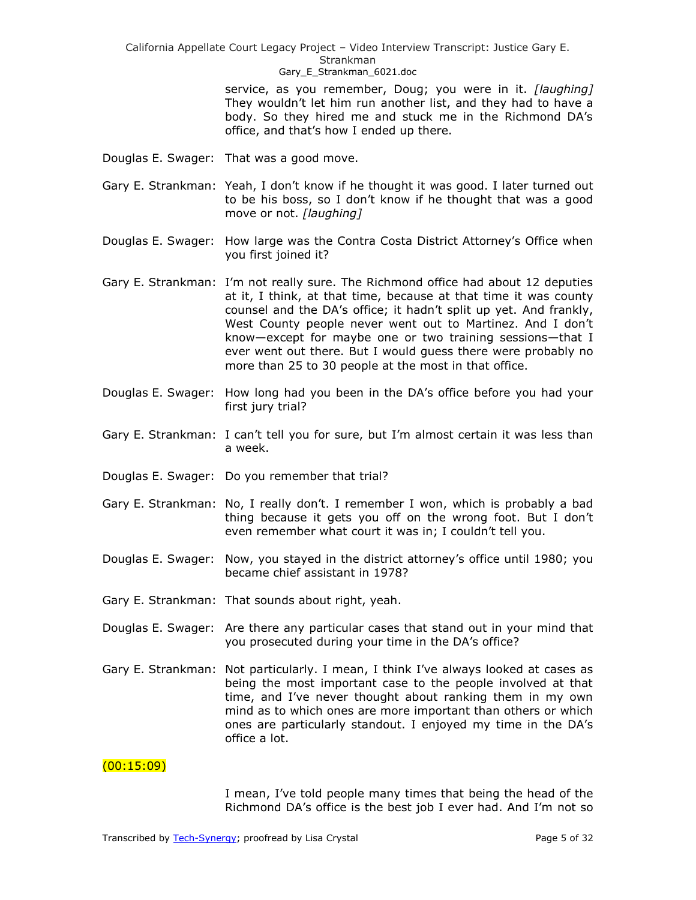service, as you remember, Doug; you were in it. *[laughing]* They wouldn't let him run another list, and they had to have a body. So they hired me and stuck me in the Richmond DA's office, and that's how I ended up there.

Douglas E. Swager: That was a good move.

Gary E. Strankman: Yeah, I don't know if he thought it was good. I later turned out to be his boss, so I don't know if he thought that was a good move or not. *[laughing]*

Douglas E. Swager: How large was the Contra Costa District Attorney's Office when you first joined it?

Gary E. Strankman: I'm not really sure. The Richmond office had about 12 deputies at it, I think, at that time, because at that time it was county counsel and the DA's office; it hadn't split up yet. And frankly, West County people never went out to Martinez. And I don't know—except for maybe one or two training sessions—that I ever went out there. But I would guess there were probably no more than 25 to 30 people at the most in that office.

Douglas E. Swager: How long had you been in the DA's office before you had your first jury trial?

Gary E. Strankman: I can't tell you for sure, but I'm almost certain it was less than a week.

Douglas E. Swager: Do you remember that trial?

Gary E. Strankman: No, I really don't. I remember I won, which is probably a bad thing because it gets you off on the wrong foot. But I don't even remember what court it was in; I couldn't tell you.

Douglas E. Swager: Now, you stayed in the district attorney's office until 1980; you became chief assistant in 1978?

Gary E. Strankman: That sounds about right, yeah.

Douglas E. Swager: Are there any particular cases that stand out in your mind that you prosecuted during your time in the DA's office?

Gary E. Strankman: Not particularly. I mean, I think I've always looked at cases as being the most important case to the people involved at that time, and I've never thought about ranking them in my own mind as to which ones are more important than others or which ones are particularly standout. I enjoyed my time in the DA's office a lot.

(00:15:09)

I mean, I've told people many times that being the head of the Richmond DA's office is the best job I ever had. And I'm not so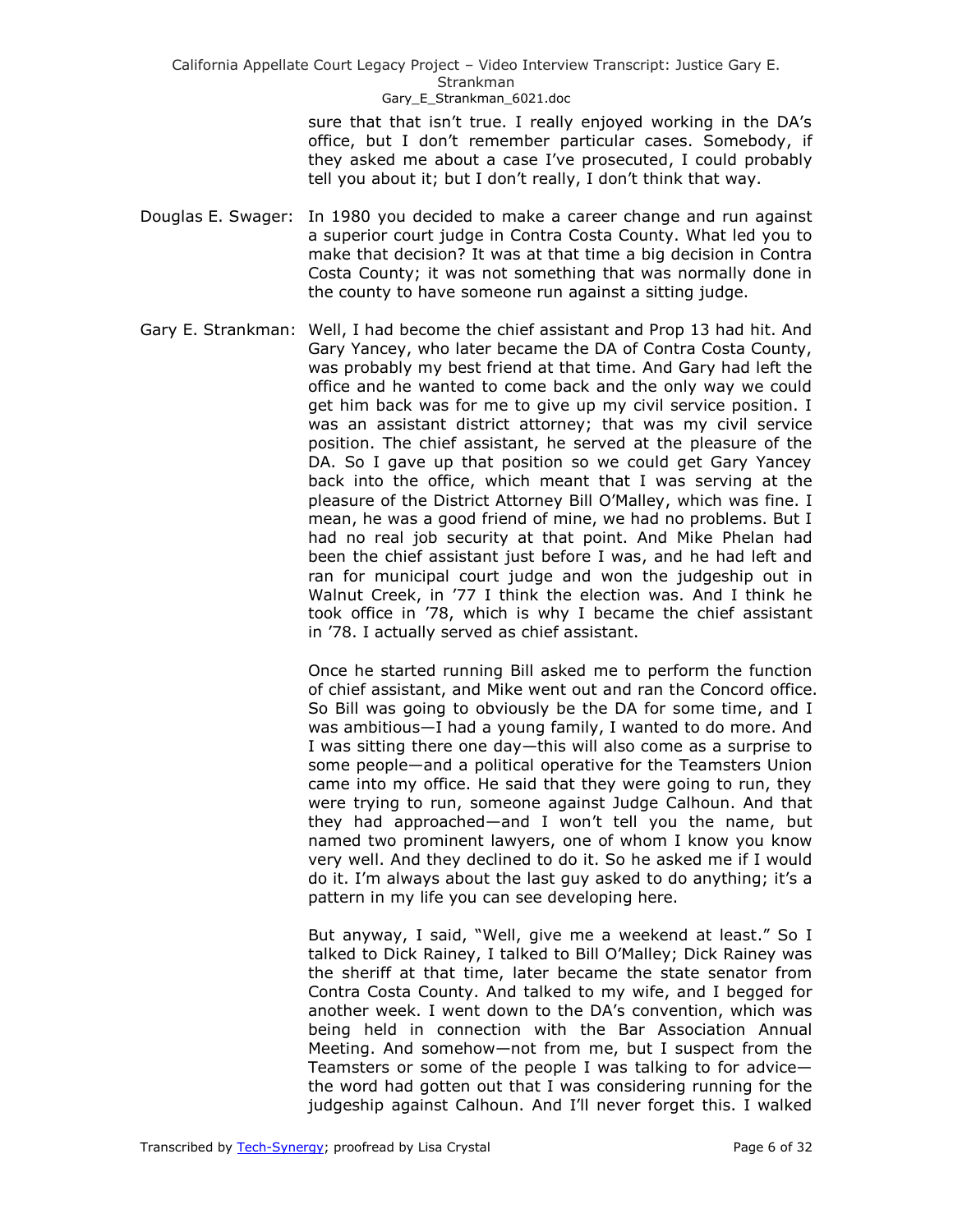sure that that isn't true. I really enjoyed working in the DA's office, but I don't remember particular cases. Somebody, if they asked me about a case I've prosecuted, I could probably tell you about it; but I don't really, I don't think that way.

Douglas E. Swager: In 1980 you decided to make a career change and run against a superior court judge in Contra Costa County. What led you to make that decision? It was at that time a big decision in Contra Costa County; it was not something that was normally done in the county to have someone run against a sitting judge.

Gary E. Strankman: Well, I had become the chief assistant and Prop 13 had hit. And Gary Yancey, who later became the DA of Contra Costa County, was probably my best friend at that time. And Gary had left the office and he wanted to come back and the only way we could get him back was for me to give up my civil service position. I was an assistant district attorney; that was my civil service position. The chief assistant, he served at the pleasure of the DA. So I gave up that position so we could get Gary Yancey back into the office, which meant that I was serving at the pleasure of the District Attorney Bill O'Malley, which was fine. I mean, he was a good friend of mine, we had no problems. But I had no real job security at that point. And Mike Phelan had been the chief assistant just before I was, and he had left and ran for municipal court judge and won the judgeship out in Walnut Creek, in '77 I think the election was. And I think he took office in '78, which is why I became the chief assistant in '78. I actually served as chief assistant.

Once he started running Bill asked me to perform the function of chief assistant, and Mike went out and ran the Concord office. So Bill was going to obviously be the DA for some time, and I was ambitious—I had a young family, I wanted to do more. And I was sitting there one day—this will also come as a surprise to some people—and a political operative for the Teamsters Union came into my office. He said that they were going to run, they were trying to run, someone against Judge Calhoun. And that they had approached—and I won't tell you the name, but named two prominent lawyers, one of whom I know you know very well. And they declined to do it. So he asked me if I would do it. I'm always about the last guy asked to do anything; it's a pattern in my life you can see developing here.

But anyway, I said, "Well, give me a weekend at least." So I talked to Dick Rainey, I talked to Bill O'Malley; Dick Rainey was the sheriff at that time, later became the state senator from Contra Costa County. And talked to my wife, and I begged for another week. I went down to the DA's convention, which was being held in connection with the Bar Association Annual Meeting. And somehow—not from me, but I suspect from the Teamsters or some of the people I was talking to for advice—the word had gotten out that I was considering running for the judgeship against Calhoun. And I'll never forget this. I walked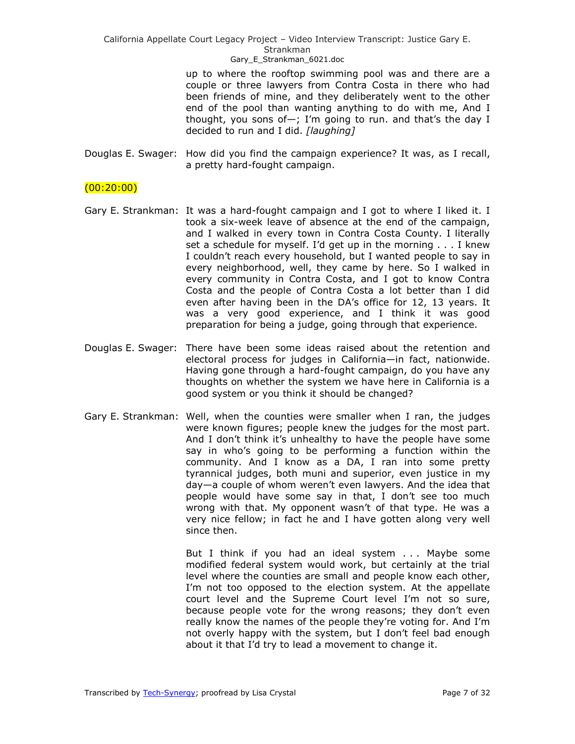up to where the rooftop swimming pool was and there are a couple or three lawyers from Contra Costa in there who had been friends of mine, and they deliberately went to the other end of the pool than wanting anything to do with me, And I thought, you sons of—; I'm going to run. and that's the day I decided to run and I did. *[laughing]*

Douglas E. Swager: How did you find the campaign experience? It was, as I recall, a pretty hard-fought campaign.

(00:20:00)

Gary E. Strankman: It was a hard-fought campaign and I got to where I liked it. I took a six-week leave of absence at the end of the campaign, and I walked in every town in Contra Costa County. I literally set a schedule for myself. I'd get up in the morning . . . I knew I couldn't reach every household, but I wanted people to say in every neighborhood, well, they came by here. So I walked in every community in Contra Costa, and I got to know Contra Costa and the people of Contra Costa a lot better than I did even after having been in the DA's office for 12, 13 years. It was a very good experience, and I think it was good preparation for being a judge, going through that experience.

Douglas E. Swager: There have been some ideas raised about the retention and electoral process for judges in California—in fact, nationwide. Having gone through a hard-fought campaign, do you have any thoughts on whether the system we have here in California is a good system or you think it should be changed?

Gary E. Strankman: Well, when the counties were smaller when I ran, the judges were known figures; people knew the judges for the most part. And I don't think it's unhealthy to have the people have some say in who's going to be performing a function within the community. And I know as a DA, I ran into some pretty tyrannical judges, both muni and superior, even justice in my day—a couple of whom weren't even lawyers. And the idea that people would have some say in that, I don't see too much wrong with that. My opponent wasn't of that type. He was a very nice fellow; in fact he and I have gotten along very well since then.

But I think if you had an ideal system . . . Maybe some modified federal system would work, but certainly at the trial level where the counties are small and people know each other, I'm not too opposed to the election system. At the appellate court level and the Supreme Court level I'm not so sure, because people vote for the wrong reasons; they don't even really know the names of the people they're voting for. And I'm not overly happy with the system, but I don't feel bad enough about it that I'd try to lead a movement to change it.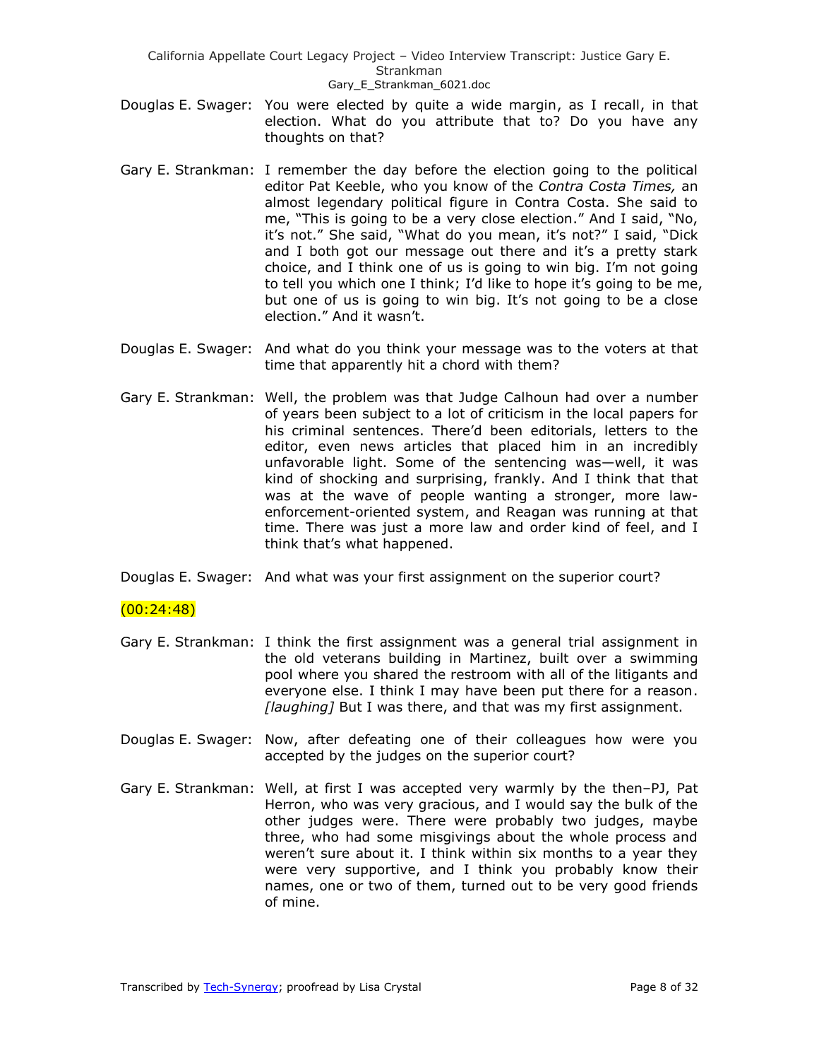Douglas E. Swager: You were elected by quite a wide margin, as I recall, in that election. What do you attribute that to? Do you have any thoughts on that?

Gary E. Strankman: I remember the day before the election going to the political editor Pat Keeble, who you know of the *Contra Costa Times,* an almost legendary political figure in Contra Costa. She said to me, "This is going to be a very close election." And I said, "No, it's not." She said, "What do you mean, it's not?" I said, "Dick and I both got our message out there and it's a pretty stark choice, and I think one of us is going to win big. I'm not going to tell you which one I think; I'd like to hope it's going to be me, but one of us is going to win big. It's not going to be a close election." And it wasn't.

Douglas E. Swager: And what do you think your message was to the voters at that time that apparently hit a chord with them?

Gary E. Strankman: Well, the problem was that Judge Calhoun had over a number of years been subject to a lot of criticism in the local papers for his criminal sentences. There'd been editorials, letters to the editor, even news articles that placed him in an incredibly unfavorable light. Some of the sentencing was—well, it was kind of shocking and surprising, frankly. And I think that that was at the wave of people wanting a stronger, more law-enforcement-oriented system, and Reagan was running at that time. There was just a more law and order kind of feel, and I think that's what happened.

Douglas E. Swager: And what was your first assignment on the superior court?

(00:24:48)

Gary E. Strankman: I think the first assignment was a general trial assignment in the old veterans building in Martinez, built over a swimming pool where you shared the restroom with all of the litigants and everyone else. I think I may have been put there for a reason. *[laughing]* But I was there, and that was my first assignment.

Douglas E. Swager: Now, after defeating one of their colleagues how were you accepted by the judges on the superior court?

Gary E. Strankman: Well, at first I was accepted very warmly by the then–PJ, Pat Herron, who was very gracious, and I would say the bulk of the other judges were. There were probably two judges, maybe three, who had some misgivings about the whole process and weren't sure about it. I think within six months to a year they were very supportive, and I think you probably know their names, one or two of them, turned out to be very good friends of mine.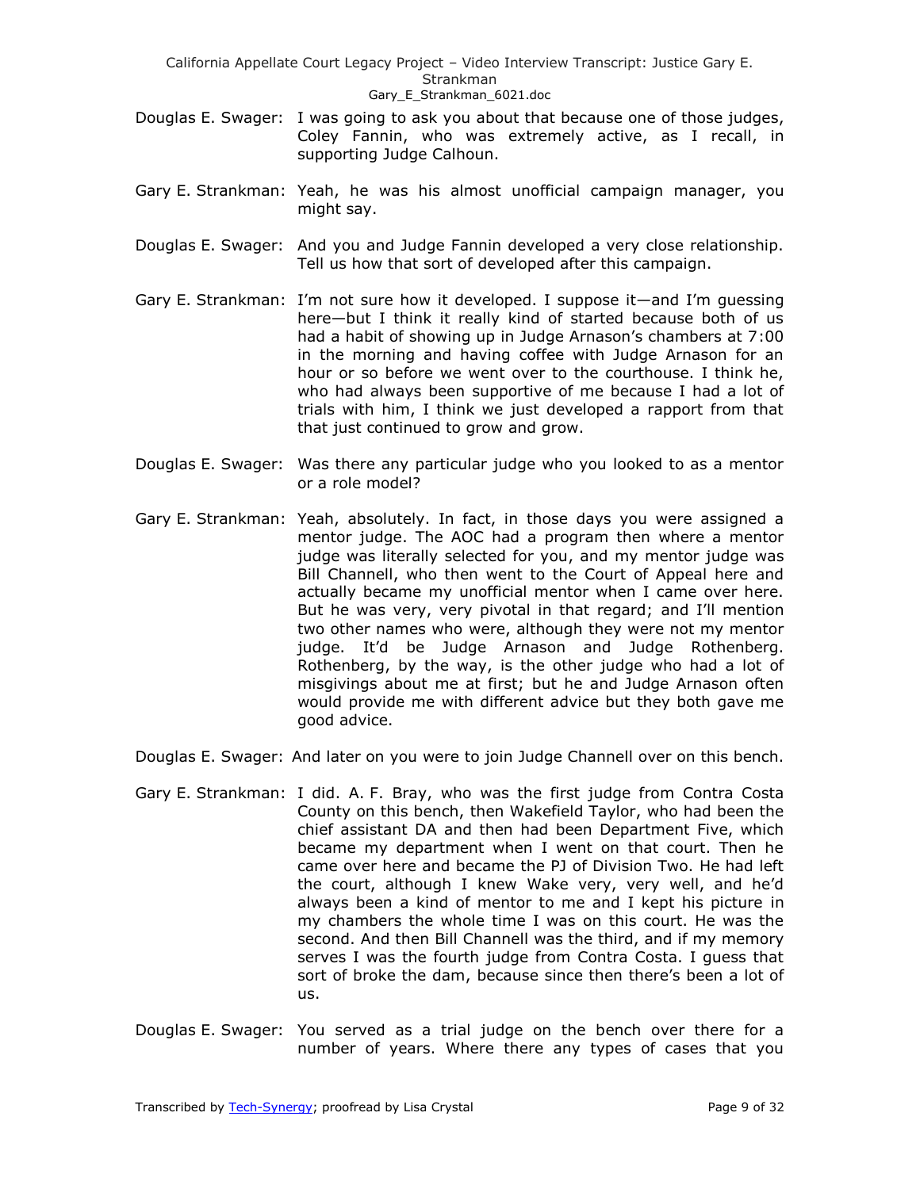Douglas E. Swager: I was going to ask you about that because one of those judges, Coley Fannin, who was extremely active, as I recall, in supporting Judge Calhoun.

Gary E. Strankman: Yeah, he was his almost unofficial campaign manager, you might say.

Douglas E. Swager: And you and Judge Fannin developed a very close relationship. Tell us how that sort of developed after this campaign.

Gary E. Strankman: I'm not sure how it developed. I suppose it—and I'm guessing here—but I think it really kind of started because both of us had a habit of showing up in Judge Arnason's chambers at 7:00 in the morning and having coffee with Judge Arnason for an hour or so before we went over to the courthouse. I think he, who had always been supportive of me because I had a lot of trials with him, I think we just developed a rapport from that that just continued to grow and grow.

Douglas E. Swager: Was there any particular judge who you looked to as a mentor or a role model?

Gary E. Strankman: Yeah, absolutely. In fact, in those days you were assigned a mentor judge. The AOC had a program then where a mentor judge was literally selected for you, and my mentor judge was Bill Channell, who then went to the Court of Appeal here and actually became my unofficial mentor when I came over here. But he was very, very pivotal in that regard; and I'll mention two other names who were, although they were not my mentor judge. It'd be Judge Arnason and Judge Rothenberg. Rothenberg, by the way, is the other judge who had a lot of misgivings about me at first; but he and Judge Arnason often would provide me with different advice but they both gave me good advice.

Douglas E. Swager: And later on you were to join Judge Channell over on this bench.

Gary E. Strankman: I did. A. F. Bray, who was the first judge from Contra Costa County on this bench, then Wakefield Taylor, who had been the chief assistant DA and then had been Department Five, which became my department when I went on that court. Then he came over here and became the PJ of Division Two. He had left the court, although I knew Wake very, very well, and he'd always been a kind of mentor to me and I kept his picture in my chambers the whole time I was on this court. He was the second. And then Bill Channell was the third, and if my memory serves I was the fourth judge from Contra Costa. I guess that sort of broke the dam, because since then there's been a lot of us.

Douglas E. Swager: You served as a trial judge on the bench over there for a number of years. Where there any types of cases that you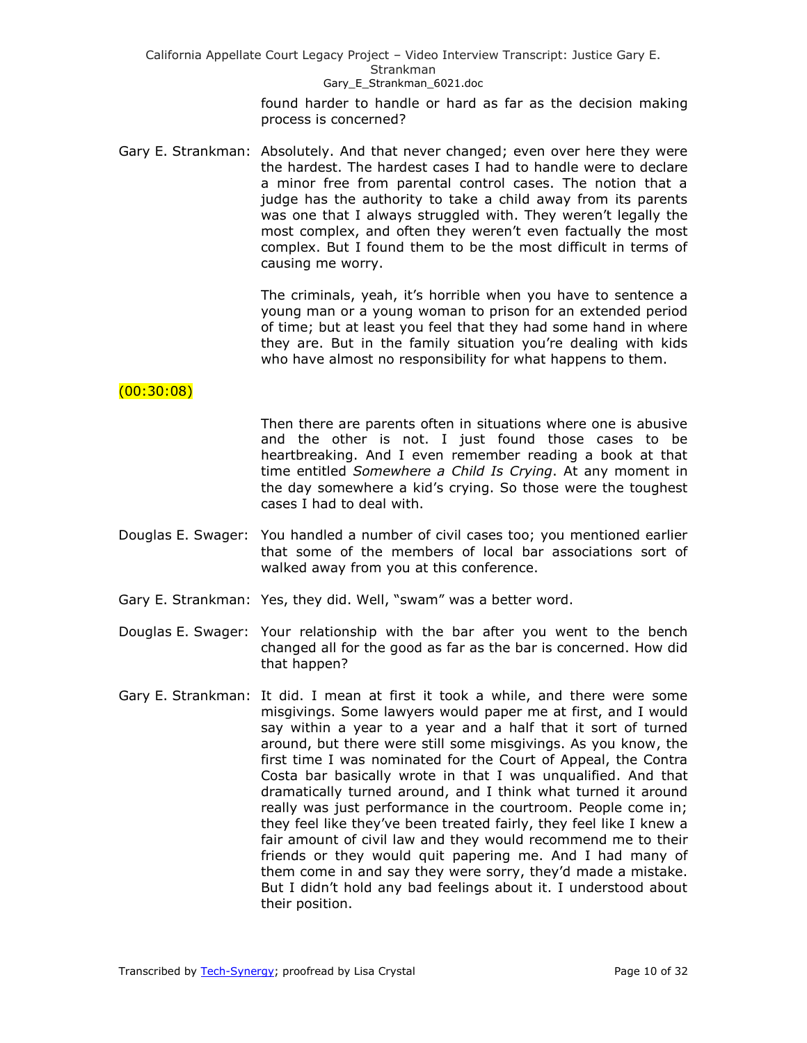found harder to handle or hard as far as the decision making process is concerned?

Gary E. Strankman: Absolutely. And that never changed; even over here they were the hardest. The hardest cases I had to handle were to declare a minor free from parental control cases. The notion that a judge has the authority to take a child away from its parents was one that I always struggled with. They weren't legally the most complex, and often they weren't even factually the most complex. But I found them to be the most difficult in terms of causing me worry.

The criminals, yeah, it's horrible when you have to sentence a young man or a young woman to prison for an extended period of time; but at least you feel that they had some hand in where they are. But in the family situation you're dealing with kids who have almost no responsibility for what happens to them.

(00:30:08)

Then there are parents often in situations where one is abusive and the other is not. I just found those cases to be heartbreaking. And I even remember reading a book at that time entitled *Somewhere a Child Is Crying*. At any moment in the day somewhere a kid's crying. So those were the toughest cases I had to deal with.

Douglas E. Swager: You handled a number of civil cases too; you mentioned earlier that some of the members of local bar associations sort of walked away from you at this conference.

Gary E. Strankman: Yes, they did. Well, "swam" was a better word.

Douglas E. Swager: Your relationship with the bar after you went to the bench changed all for the good as far as the bar is concerned. How did that happen?

Gary E. Strankman: It did. I mean at first it took a while, and there were some misgivings. Some lawyers would paper me at first, and I would say within a year to a year and a half that it sort of turned around, but there were still some misgivings. As you know, the first time I was nominated for the Court of Appeal, the Contra Costa bar basically wrote in that I was unqualified. And that dramatically turned around, and I think what turned it around really was just performance in the courtroom. People come in; they feel like they've been treated fairly, they feel like I knew a fair amount of civil law and they would recommend me to their friends or they would quit papering me. And I had many of them come in and say they were sorry, they'd made a mistake. But I didn't hold any bad feelings about it. I understood about their position.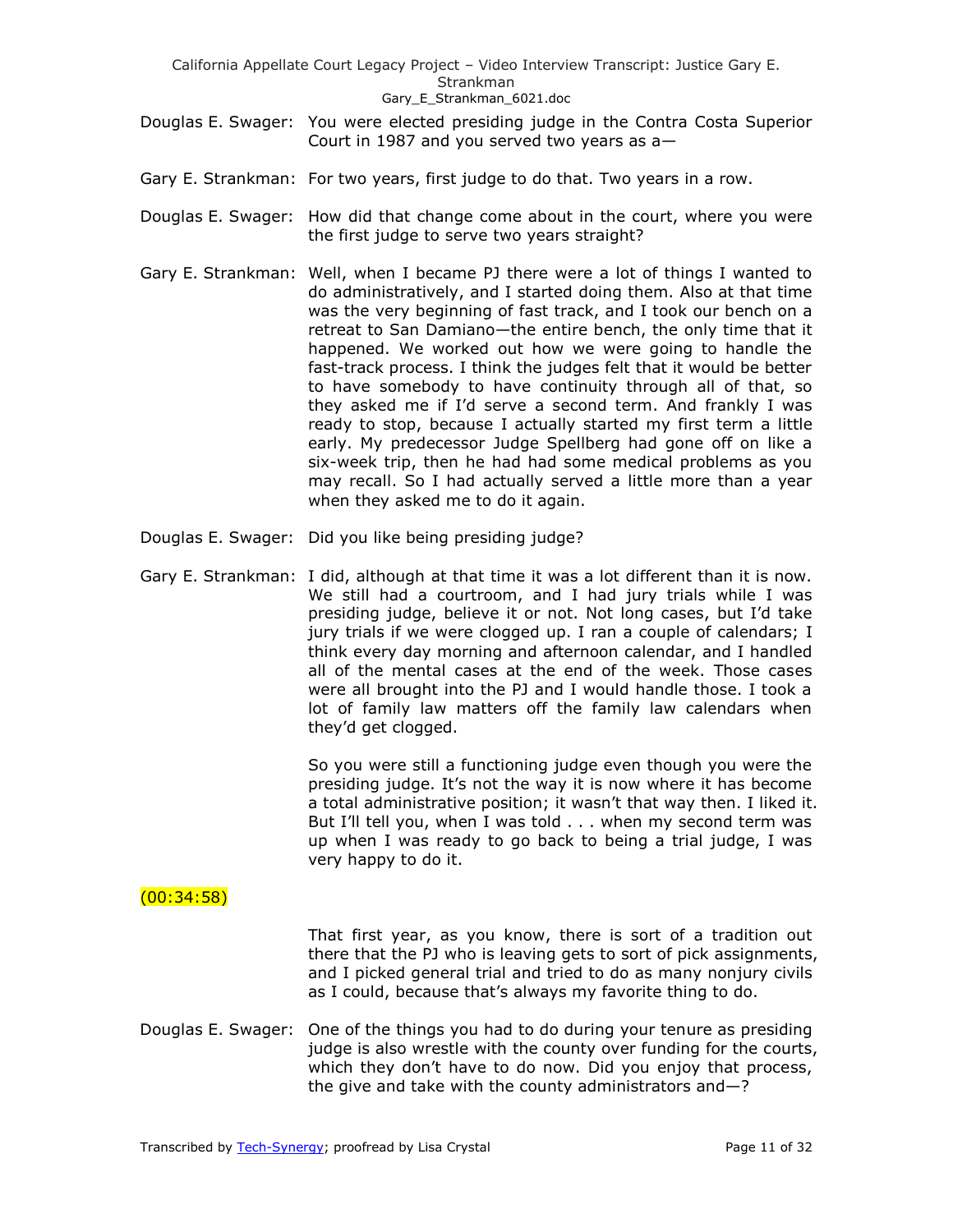Douglas E. Swager: You were elected presiding judge in the Contra Costa Superior Court in 1987 and you served two years as a—

Gary E. Strankman: For two years, first judge to do that. Two years in a row.

Douglas E. Swager: How did that change come about in the court, where you were the first judge to serve two years straight?

Gary E. Strankman: Well, when I became PJ there were a lot of things I wanted to do administratively, and I started doing them. Also at that time was the very beginning of fast track, and I took our bench on a retreat to San Damiano—the entire bench, the only time that it happened. We worked out how we were going to handle the fast-track process. I think the judges felt that it would be better to have somebody to have continuity through all of that, so they asked me if I'd serve a second term. And frankly I was ready to stop, because I actually started my first term a little early. My predecessor Judge Spellberg had gone off on like a six-week trip, then he had had some medical problems as you may recall. So I had actually served a little more than a year when they asked me to do it again.

Douglas E. Swager: Did you like being presiding judge?

Gary E. Strankman: I did, although at that time it was a lot different than it is now. We still had a courtroom, and I had jury trials while I was presiding judge, believe it or not. Not long cases, but I'd take jury trials if we were clogged up. I ran a couple of calendars; I think every day morning and afternoon calendar, and I handled all of the mental cases at the end of the week. Those cases were all brought into the PJ and I would handle those. I took a lot of family law matters off the family law calendars when they'd get clogged.

So you were still a functioning judge even though you were the presiding judge. It's not the way it is now where it has become a total administrative position; it wasn't that way then. I liked it. But I'll tell you, when I was told . . . when my second term was up when I was ready to go back to being a trial judge, I was very happy to do it.

(00:34:58)

That first year, as you know, there is sort of a tradition out there that the PJ who is leaving gets to sort of pick assignments, and I picked general trial and tried to do as many nonjury civils as I could, because that's always my favorite thing to do.

Douglas E. Swager: One of the things you had to do during your tenure as presiding judge is also wrestle with the county over funding for the courts, which they don't have to do now. Did you enjoy that process, the give and take with the county administrators and—?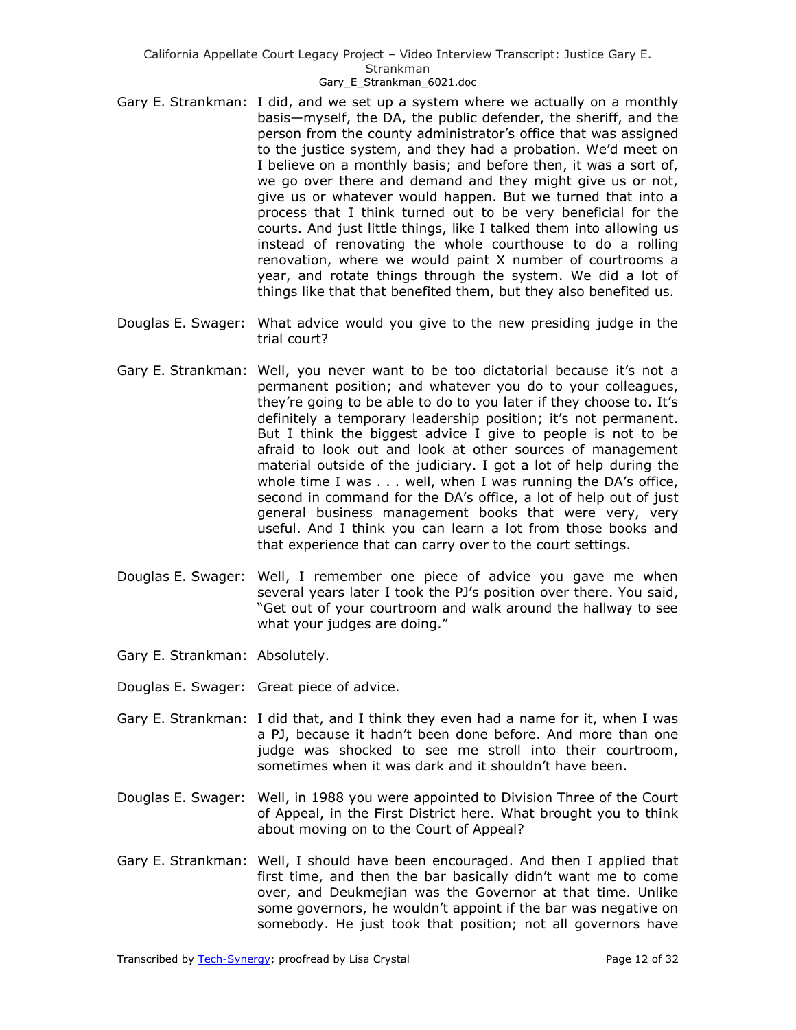Gary E. Strankman: I did, and we set up a system where we actually on a monthly basis—myself, the DA, the public defender, the sheriff, and the person from the county administrator's office that was assigned to the justice system, and they had a probation. We'd meet on I believe on a monthly basis; and before then, it was a sort of, we go over there and demand and they might give us or not, give us or whatever would happen. But we turned that into a process that I think turned out to be very beneficial for the courts. And just little things, like I talked them into allowing us instead of renovating the whole courthouse to do a rolling renovation, where we would paint X number of courtrooms a year, and rotate things through the system. We did a lot of things like that that benefited them, but they also benefited us.

Douglas E. Swager: What advice would you give to the new presiding judge in the trial court?

Gary E. Strankman: Well, you never want to be too dictatorial because it's not a permanent position; and whatever you do to your colleagues, they're going to be able to do to you later if they choose to. It's definitely a temporary leadership position; it's not permanent. But I think the biggest advice I give to people is not to be afraid to look out and look at other sources of management material outside of the judiciary. I got a lot of help during the whole time I was . . . well, when I was running the DA's office, second in command for the DA's office, a lot of help out of just general business management books that were very, very useful. And I think you can learn a lot from those books and that experience that can carry over to the court settings.

Douglas E. Swager: Well, I remember one piece of advice you gave me when several years later I took the PJ's position over there. You said, "Get out of your courtroom and walk around the hallway to see what your judges are doing."

Gary E. Strankman: Absolutely.

Douglas E. Swager: Great piece of advice.

Gary E. Strankman: I did that, and I think they even had a name for it, when I was a PJ, because it hadn't been done before. And more than one judge was shocked to see me stroll into their courtroom, sometimes when it was dark and it shouldn't have been.

Douglas E. Swager: Well, in 1988 you were appointed to Division Three of the Court of Appeal, in the First District here. What brought you to think about moving on to the Court of Appeal?

Gary E. Strankman: Well, I should have been encouraged. And then I applied that first time, and then the bar basically didn't want me to come over, and Deukmejian was the Governor at that time. Unlike some governors, he wouldn't appoint if the bar was negative on somebody. He just took that position; not all governors have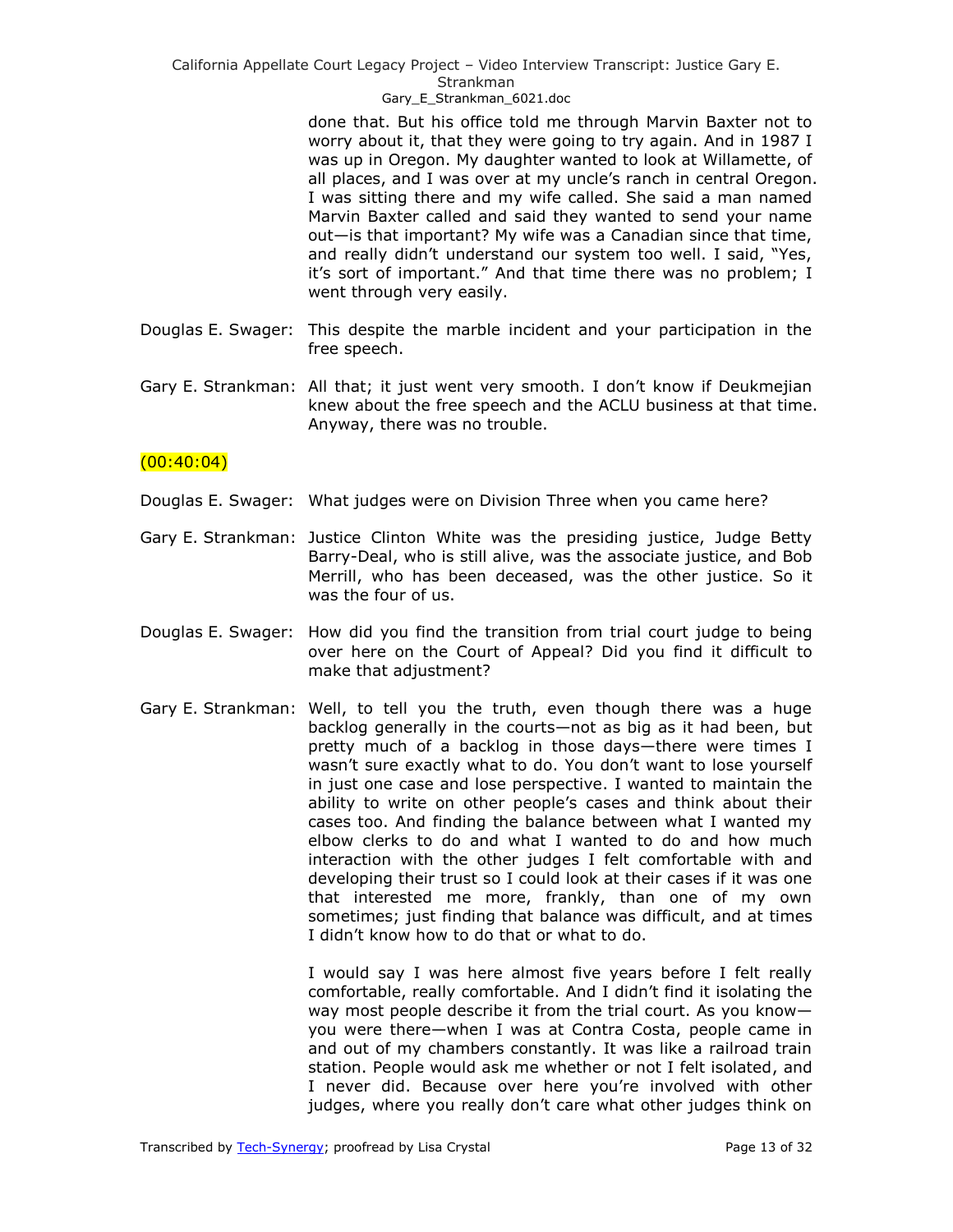done that. But his office told me through Marvin Baxter not to worry about it, that they were going to try again. And in 1987 I was up in Oregon. My daughter wanted to look at Willamette, of all places, and I was over at my uncle's ranch in central Oregon. I was sitting there and my wife called. She said a man named Marvin Baxter called and said they wanted to send your name out—is that important? My wife was a Canadian since that time, and really didn't understand our system too well. I said, "Yes, it's sort of important." And that time there was no problem; I went through very easily.

Douglas E. Swager: This despite the marble incident and your participation in the free speech.

Gary E. Strankman: All that; it just went very smooth. I don't know if Deukmejian knew about the free speech and the ACLU business at that time. Anyway, there was no trouble.

(00:40:04)

Douglas E. Swager: What judges were on Division Three when you came here?

Gary E. Strankman: Justice Clinton White was the presiding justice, Judge Betty Barry-Deal, who is still alive, was the associate justice, and Bob Merrill, who has been deceased, was the other justice. So it was the four of us.

Douglas E. Swager: How did you find the transition from trial court judge to being over here on the Court of Appeal? Did you find it difficult to make that adjustment?

Gary E. Strankman: Well, to tell you the truth, even though there was a huge backlog generally in the courts—not as big as it had been, but pretty much of a backlog in those days—there were times I wasn't sure exactly what to do. You don't want to lose yourself in just one case and lose perspective. I wanted to maintain the ability to write on other people's cases and think about their cases too. And finding the balance between what I wanted my elbow clerks to do and what I wanted to do and how much interaction with the other judges I felt comfortable with and developing their trust so I could look at their cases if it was one that interested me more, frankly, than one of my own sometimes; just finding that balance was difficult, and at times I didn't know how to do that or what to do.

I would say I was here almost five years before I felt really comfortable, really comfortable. And I didn't find it isolating the way most people describe it from the trial court. As you know—you were there—when I was at Contra Costa, people came in and out of my chambers constantly. It was like a railroad train station. People would ask me whether or not I felt isolated, and I never did. Because over here you're involved with other judges, where you really don't care what other judges think on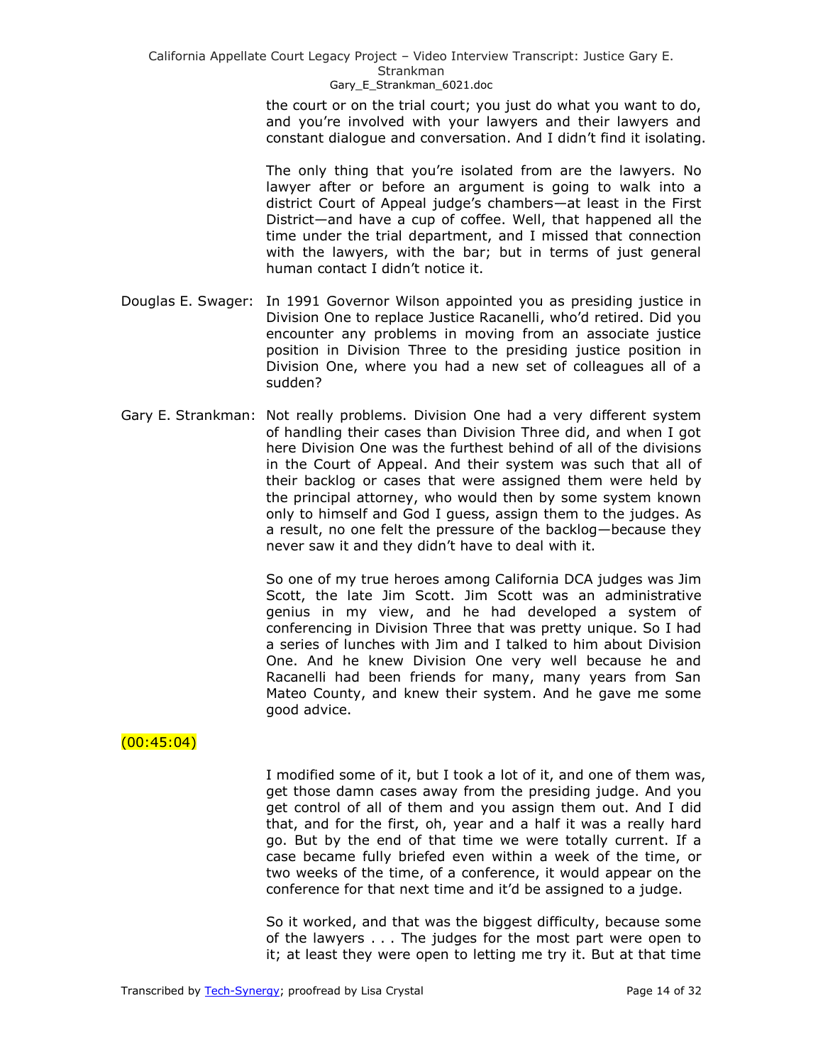the court or on the trial court; you just do what you want to do, and you're involved with your lawyers and their lawyers and constant dialogue and conversation. And I didn't find it isolating.

The only thing that you're isolated from are the lawyers. No lawyer after or before an argument is going to walk into a district Court of Appeal judge's chambers—at least in the First District—and have a cup of coffee. Well, that happened all the time under the trial department, and I missed that connection with the lawyers, with the bar; but in terms of just general human contact I didn't notice it.

**Douglas E. Swager:** In 1991 Governor Wilson appointed you as presiding justice in Division One to replace Justice Racanelli, who'd retired. Did you encounter any problems in moving from an associate justice position in Division Three to the presiding justice position in Division One, where you had a new set of colleagues all of a sudden?

**Gary E. Strankman:** Not really problems. Division One had a very different system of handling their cases than Division Three did, and when I got here Division One was the furthest behind of all of the divisions in the Court of Appeal. And their system was such that all of their backlog or cases that were assigned them were held by the principal attorney, who would then by some system known only to himself and God I guess, assign them to the judges. As a result, no one felt the pressure of the backlog—because they never saw it and they didn't have to deal with it.

So one of my true heroes among California DCA judges was Jim Scott, the late Jim Scott. Jim Scott was an administrative genius in my view, and he had developed a system of conferencing in Division Three that was pretty unique. So I had a series of lunches with Jim and I talked to him about Division One. And he knew Division One very well because he and Racanelli had been friends for many, many years from San Mateo County, and knew their system. And he gave me some good advice.

(00:45:04)

I modified some of it, but I took a lot of it, and one of them was, get those damn cases away from the presiding judge. And you get control of all of them and you assign them out. And I did that, and for the first, oh, year and a half it was a really hard go. But by the end of that time we were totally current. If a case became fully briefed even within a week of the time, or two weeks of the time, of a conference, it would appear on the conference for that next time and it'd be assigned to a judge.

So it worked, and that was the biggest difficulty, because some of the lawyers . . . The judges for the most part were open to it; at least they were open to letting me try it. But at that time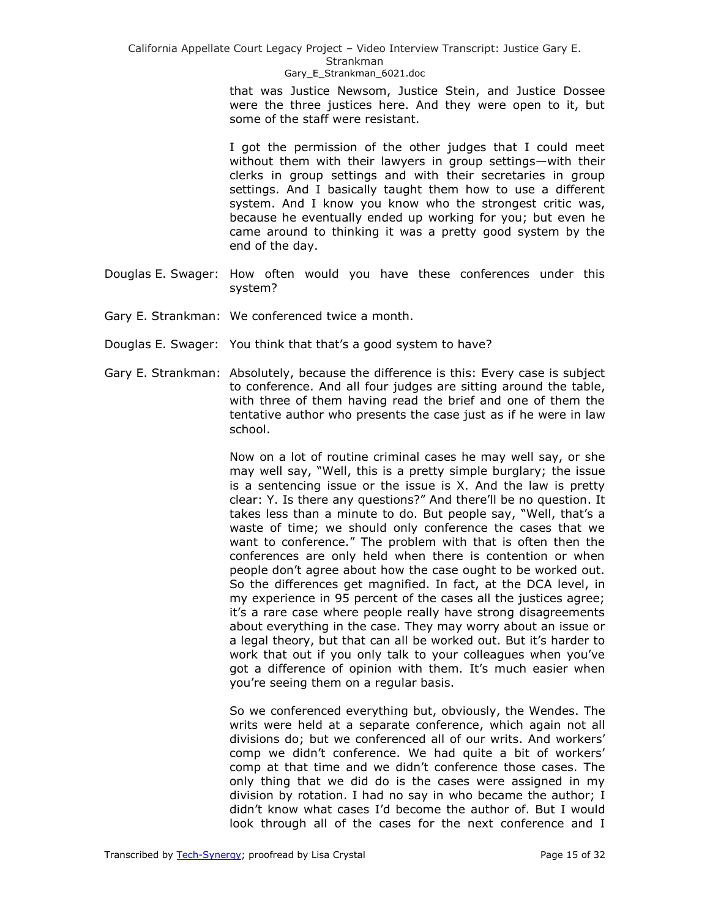that was Justice Newsom, Justice Stein, and Justice Dossee were the three justices here. And they were open to it, but some of the staff were resistant.

I got the permission of the other judges that I could meet without them with their lawyers in group settings—with their clerks in group settings and with their secretaries in group settings. And I basically taught them how to use a different system. And I know you know who the strongest critic was, because he eventually ended up working for you; but even he came around to thinking it was a pretty good system by the end of the day.

Douglas E. Swager: How often would you have these conferences under this system?

Gary E. Strankman: We conferenced twice a month.

Douglas E. Swager: You think that that's a good system to have?

Gary E. Strankman: Absolutely, because the difference is this: Every case is subject to conference. And all four judges are sitting around the table, with three of them having read the brief and one of them the tentative author who presents the case just as if he were in law school.

Now on a lot of routine criminal cases he may well say, or she may well say, "Well, this is a pretty simple burglary; the issue is a sentencing issue or the issue is X. And the law is pretty clear: Y. Is there any questions?" And there'll be no question. It takes less than a minute to do. But people say, "Well, that's a waste of time; we should only conference the cases that we want to conference." The problem with that is often then the conferences are only held when there is contention or when people don't agree about how the case ought to be worked out. So the differences get magnified. In fact, at the DCA level, in my experience in 95 percent of the cases all the justices agree; it's a rare case where people really have strong disagreements about everything in the case. They may worry about an issue or a legal theory, but that can all be worked out. But it's harder to work that out if you only talk to your colleagues when you've got a difference of opinion with them. It's much easier when you're seeing them on a regular basis.

So we conferenced everything but, obviously, the Wendes. The writs were held at a separate conference, which again not all divisions do; but we conferenced all of our writs. And workers' comp we didn't conference. We had quite a bit of workers' comp at that time and we didn't conference those cases. The only thing that we did do is the cases were assigned in my division by rotation. I had no say in who became the author; I didn't know what cases I'd become the author of. But I would look through all of the cases for the next conference and I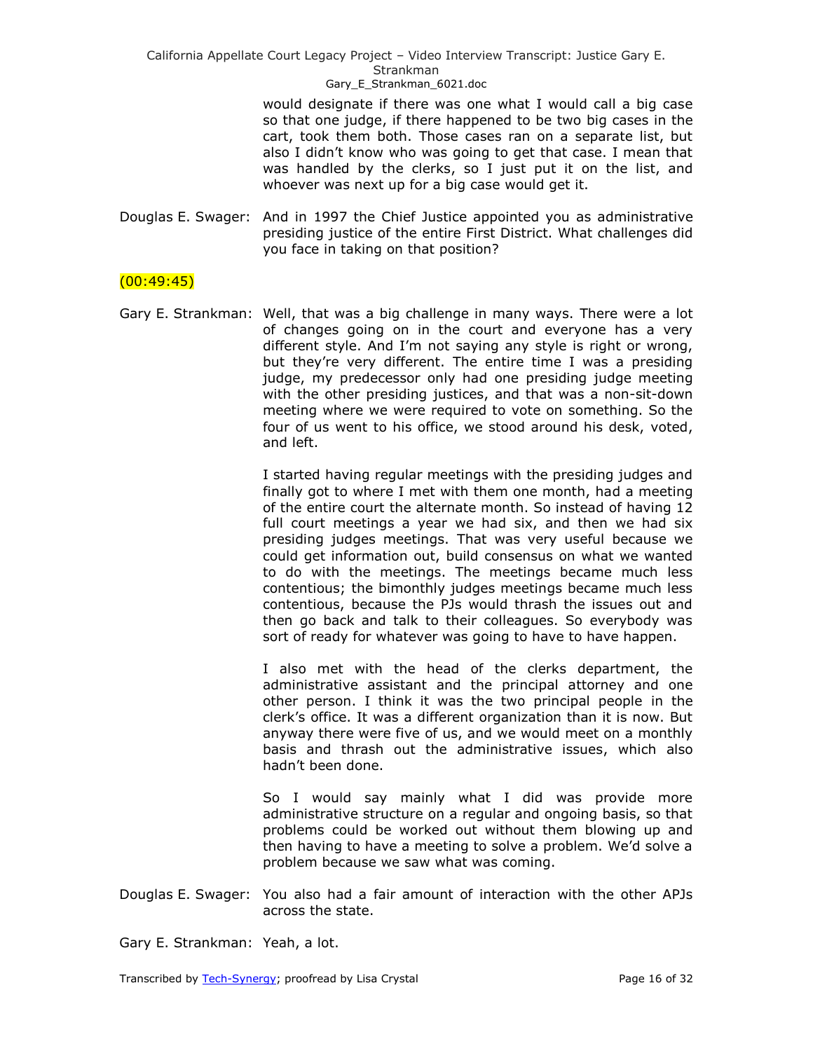would designate if there was one what I would call a big case so that one judge, if there happened to be two big cases in the cart, took them both. Those cases ran on a separate list, but also I didn't know who was going to get that case. I mean that was handled by the clerks, so I just put it on the list, and whoever was next up for a big case would get it.

Douglas E. Swager: And in 1997 the Chief Justice appointed you as administrative presiding justice of the entire First District. What challenges did you face in taking on that position?

(00:49:45)

Gary E. Strankman: Well, that was a big challenge in many ways. There were a lot of changes going on in the court and everyone has a very different style. And I'm not saying any style is right or wrong, but they're very different. The entire time I was a presiding judge, my predecessor only had one presiding judge meeting with the other presiding justices, and that was a non-sit-down meeting where we were required to vote on something. So the four of us went to his office, we stood around his desk, voted, and left.

I started having regular meetings with the presiding judges and finally got to where I met with them one month, had a meeting of the entire court the alternate month. So instead of having 12 full court meetings a year we had six, and then we had six presiding judges meetings. That was very useful because we could get information out, build consensus on what we wanted to do with the meetings. The meetings became much less contentious; the bimonthly judges meetings became much less contentious, because the PJs would thrash the issues out and then go back and talk to their colleagues. So everybody was sort of ready for whatever was going to have to have happen.

I also met with the head of the clerks department, the administrative assistant and the principal attorney and one other person. I think it was the two principal people in the clerk's office. It was a different organization than it is now. But anyway there were five of us, and we would meet on a monthly basis and thrash out the administrative issues, which also hadn't been done.

So I would say mainly what I did was provide more administrative structure on a regular and ongoing basis, so that problems could be worked out without them blowing up and then having to have a meeting to solve a problem. We'd solve a problem because we saw what was coming.

Douglas E. Swager: You also had a fair amount of interaction with the other APJs across the state.

Gary E. Strankman: Yeah, a lot.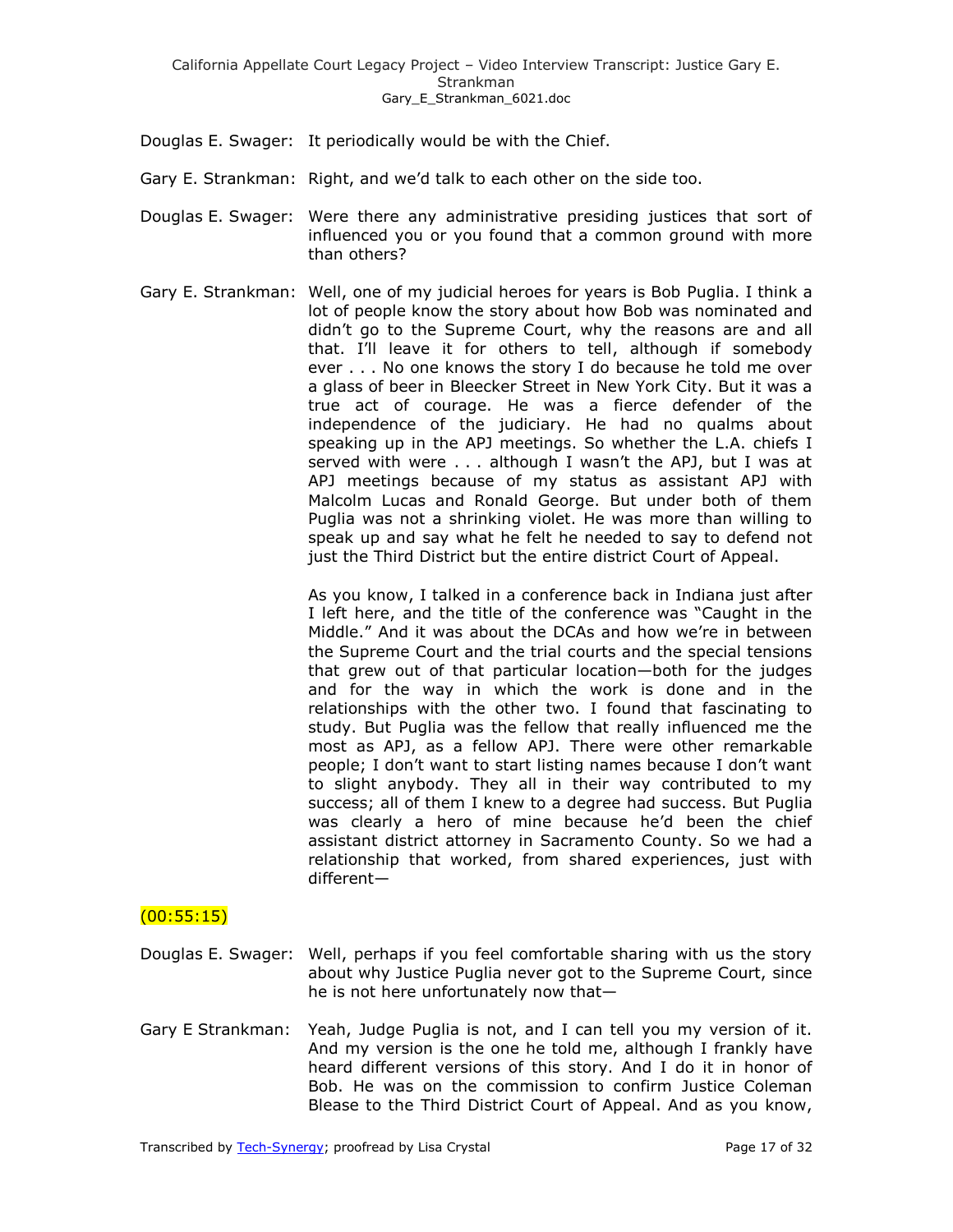Douglas E. Swager: It periodically would be with the Chief.

Gary E. Strankman: Right, and we'd talk to each other on the side too.

Douglas E. Swager: Were there any administrative presiding justices that sort of influenced you or you found that a common ground with more than others?

Gary E. Strankman: Well, one of my judicial heroes for years is Bob Puglia. I think a lot of people know the story about how Bob was nominated and didn't go to the Supreme Court, why the reasons are and all that. I'll leave it for others to tell, although if somebody ever . . . No one knows the story I do because he told me over a glass of beer in Bleecker Street in New York City. But it was a true act of courage. He was a fierce defender of the independence of the judiciary. He had no qualms about speaking up in the APJ meetings. So whether the L.A. chiefs I served with were . . . although I wasn't the APJ, but I was at APJ meetings because of my status as assistant APJ with Malcolm Lucas and Ronald George. But under both of them Puglia was not a shrinking violet. He was more than willing to speak up and say what he felt he needed to say to defend not just the Third District but the entire district Court of Appeal.

As you know, I talked in a conference back in Indiana just after I left here, and the title of the conference was "Caught in the Middle." And it was about the DCAs and how we're in between the Supreme Court and the trial courts and the special tensions that grew out of that particular location—both for the judges and for the way in which the work is done and in the relationships with the other two. I found that fascinating to study. But Puglia was the fellow that really influenced me the most as APJ, as a fellow APJ. There were other remarkable people; I don't want to start listing names because I don't want to slight anybody. They all in their way contributed to my success; all of them I knew to a degree had success. But Puglia was clearly a hero of mine because he'd been the chief assistant district attorney in Sacramento County. So we had a relationship that worked, from shared experiences, just with different—

(00:55:15)

Douglas E. Swager: Well, perhaps if you feel comfortable sharing with us the story about why Justice Puglia never got to the Supreme Court, since he is not here unfortunately now that—

Gary E Strankman: Yeah, Judge Puglia is not, and I can tell you my version of it. And my version is the one he told me, although I frankly have heard different versions of this story. And I do it in honor of Bob. He was on the commission to confirm Justice Coleman Blease to the Third District Court of Appeal. And as you know,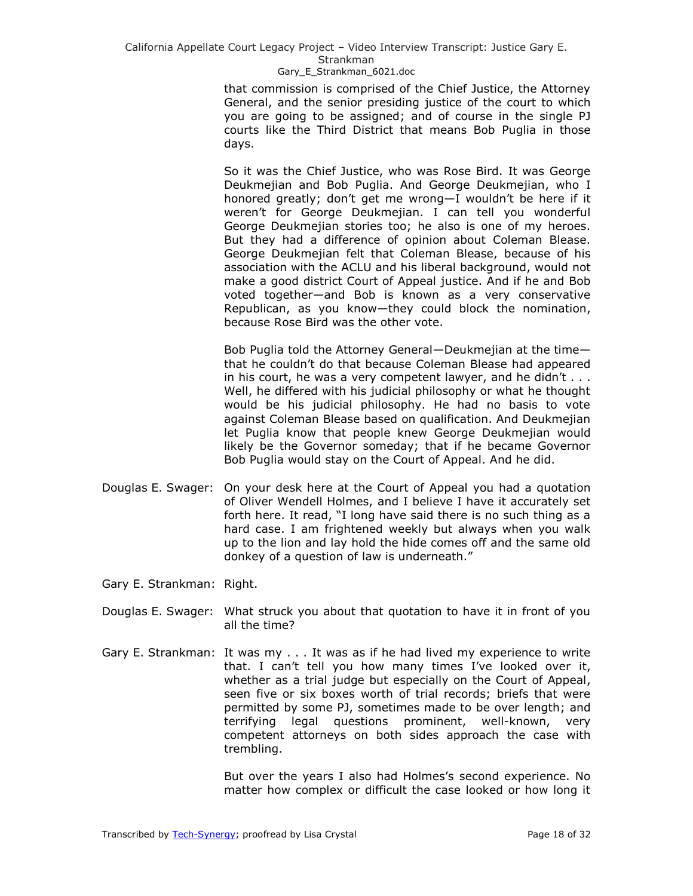that commission is comprised of the Chief Justice, the Attorney General, and the senior presiding justice of the court to which you are going to be assigned; and of course in the single PJ courts like the Third District that means Bob Puglia in those days.

So it was the Chief Justice, who was Rose Bird. It was George Deukmejian and Bob Puglia. And George Deukmejian, who I honored greatly; don't get me wrong—I wouldn't be here if it weren't for George Deukmejian. I can tell you wonderful George Deukmejian stories too; he also is one of my heroes. But they had a difference of opinion about Coleman Blease. George Deukmejian felt that Coleman Blease, because of his association with the ACLU and his liberal background, would not make a good district Court of Appeal justice. And if he and Bob voted together—and Bob is known as a very conservative Republican, as you know—they could block the nomination, because Rose Bird was the other vote.

Bob Puglia told the Attorney General—Deukmejian at the time—that he couldn't do that because Coleman Blease had appeared in his court, he was a very competent lawyer, and he didn't . . . Well, he differed with his judicial philosophy or what he thought would be his judicial philosophy. He had no basis to vote against Coleman Blease based on qualification. And Deukmejian let Puglia know that people knew George Deukmejian would likely be the Governor someday; that if he became Governor Bob Puglia would stay on the Court of Appeal. And he did.

Douglas E. Swager: On your desk here at the Court of Appeal you had a quotation of Oliver Wendell Holmes, and I believe I have it accurately set forth here. It read, "I long have said there is no such thing as a hard case. I am frightened weekly but always when you walk up to the lion and lay hold the hide comes off and the same old donkey of a question of law is underneath."

Gary E. Strankman: Right.

Douglas E. Swager: What struck you about that quotation to have it in front of you all the time?

Gary E. Strankman: It was my . . . It was as if he had lived my experience to write that. I can't tell you how many times I've looked over it, whether as a trial judge but especially on the Court of Appeal, seen five or six boxes worth of trial records; briefs that were permitted by some PJ, sometimes made to be over length; and terrifying legal questions prominent, well-known, very competent attorneys on both sides approach the case with trembling.

But over the years I also had Holmes's second experience. No matter how complex or difficult the case looked or how long it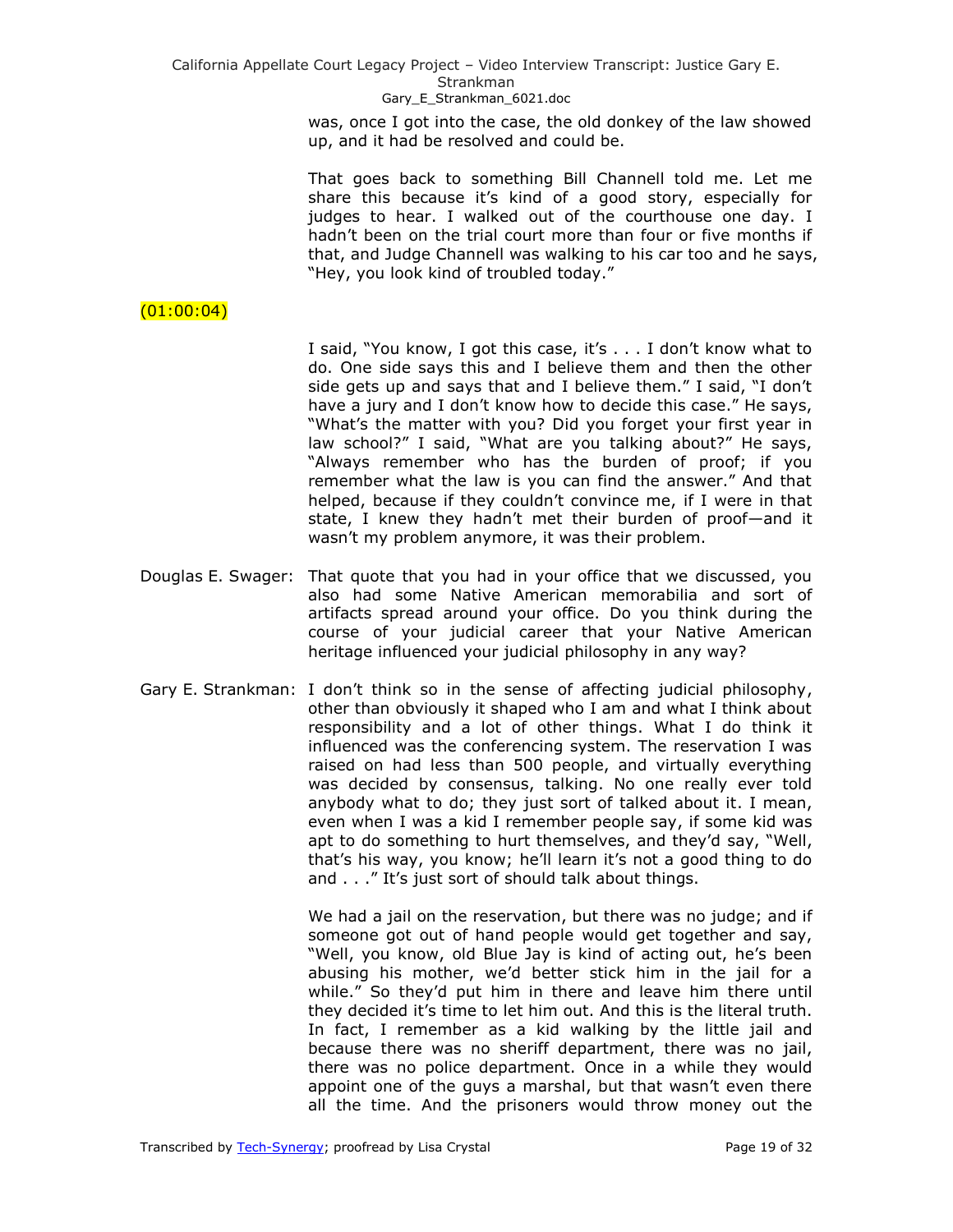was, once I got into the case, the old donkey of the law showed up, and it had be resolved and could be.

That goes back to something Bill Channell told me. Let me share this because it's kind of a good story, especially for judges to hear. I walked out of the courthouse one day. I hadn't been on the trial court more than four or five months if that, and Judge Channell was walking to his car too and he says, "Hey, you look kind of troubled today."

(01:00:04)

I said, "You know, I got this case, it's . . . I don't know what to do. One side says this and I believe them and then the other side gets up and says that and I believe them." I said, "I don't have a jury and I don't know how to decide this case." He says, "What's the matter with you? Did you forget your first year in law school?" I said, "What are you talking about?" He says, "Always remember who has the burden of proof; if you remember what the law is you can find the answer." And that helped, because if they couldn't convince me, if I were in that state, I knew they hadn't met their burden of proof—and it wasn't my problem anymore, it was their problem.

Douglas E. Swager: That quote that you had in your office that we discussed, you also had some Native American memorabilia and sort of artifacts spread around your office. Do you think during the course of your judicial career that your Native American heritage influenced your judicial philosophy in any way?

Gary E. Strankman: I don't think so in the sense of affecting judicial philosophy, other than obviously it shaped who I am and what I think about responsibility and a lot of other things. What I do think it influenced was the conferencing system. The reservation I was raised on had less than 500 people, and virtually everything was decided by consensus, talking. No one really ever told anybody what to do; they just sort of talked about it. I mean, even when I was a kid I remember people say, if some kid was apt to do something to hurt themselves, and they'd say, "Well, that's his way, you know; he'll learn it's not a good thing to do and . . ." It's just sort of should talk about things.

We had a jail on the reservation, but there was no judge; and if someone got out of hand people would get together and say, "Well, you know, old Blue Jay is kind of acting out, he's been abusing his mother, we'd better stick him in the jail for a while." So they'd put him in there and leave him there until they decided it's time to let him out. And this is the literal truth. In fact, I remember as a kid walking by the little jail and because there was no sheriff department, there was no jail, there was no police department. Once in a while they would appoint one of the guys a marshal, but that wasn't even there all the time. And the prisoners would throw money out the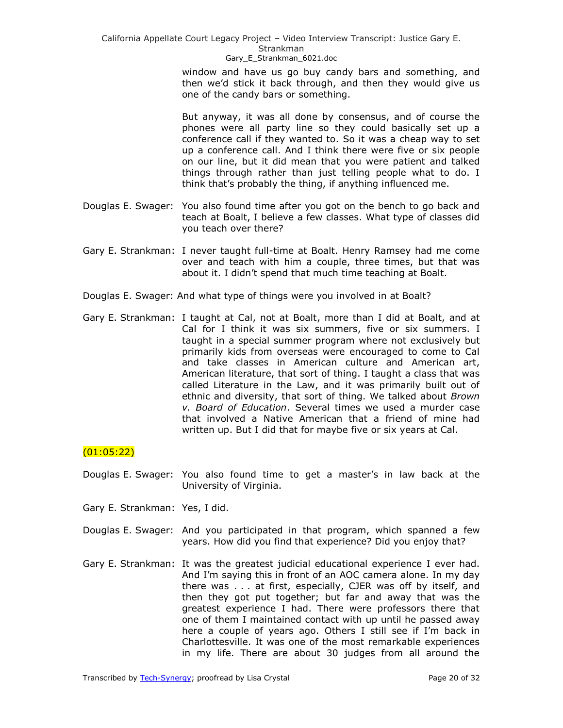window and have us go buy candy bars and something, and then we'd stick it back through, and then they would give us one of the candy bars or something.

But anyway, it was all done by consensus, and of course the phones were all party line so they could basically set up a conference call if they wanted to. So it was a cheap way to set up a conference call. And I think there were five or six people on our line, but it did mean that you were patient and talked things through rather than just telling people what to do. I think that's probably the thing, if anything influenced me.

Douglas E. Swager: You also found time after you got on the bench to go back and teach at Boalt, I believe a few classes. What type of classes did you teach over there?

Gary E. Strankman: I never taught full-time at Boalt. Henry Ramsey had me come over and teach with him a couple, three times, but that was about it. I didn't spend that much time teaching at Boalt.

Douglas E. Swager: And what type of things were you involved in at Boalt?

Gary E. Strankman: I taught at Cal, not at Boalt, more than I did at Boalt, and at Cal for I think it was six summers, five or six summers. I taught in a special summer program where not exclusively but primarily kids from overseas were encouraged to come to Cal and take classes in American culture and American art, American literature, that sort of thing. I taught a class that was called Literature in the Law, and it was primarily built out of ethnic and diversity, that sort of thing. We talked about *Brown v. Board of Education*. Several times we used a murder case that involved a Native American that a friend of mine had written up. But I did that for maybe five or six years at Cal.

(01:05:22)

Douglas E. Swager: You also found time to get a master's in law back at the University of Virginia.

Gary E. Strankman: Yes, I did.

Douglas E. Swager: And you participated in that program, which spanned a few years. How did you find that experience? Did you enjoy that?

Gary E. Strankman: It was the greatest judicial educational experience I ever had. And I'm saying this in front of an AOC camera alone. In my day there was . . . at first, especially, CJER was off by itself, and then they got put together; but far and away that was the greatest experience I had. There were professors there that one of them I maintained contact with up until he passed away here a couple of years ago. Others I still see if I'm back in Charlottesville. It was one of the most remarkable experiences in my life. There are about 30 judges from all around the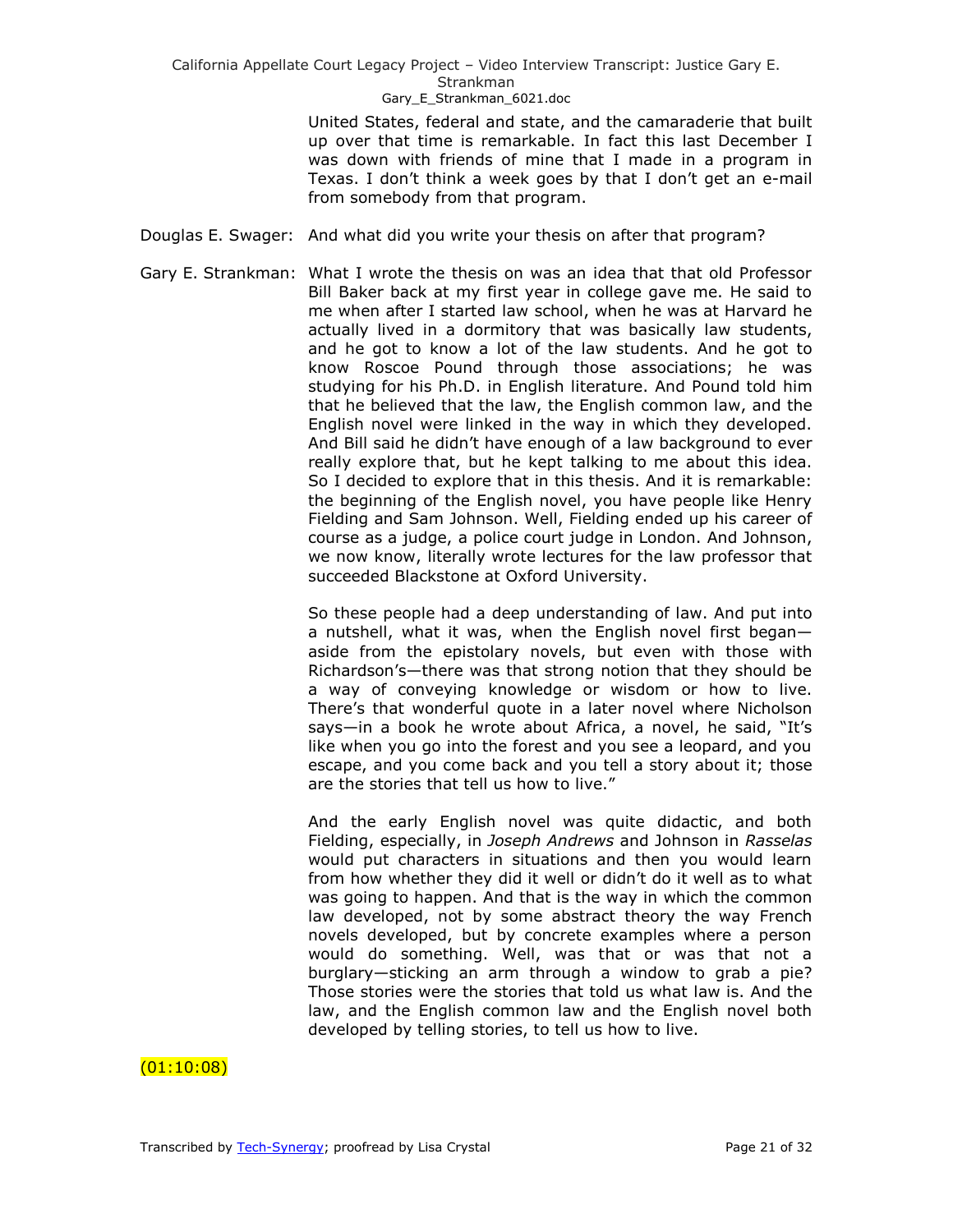United States, federal and state, and the camaraderie that built up over that time is remarkable. In fact this last December I was down with friends of mine that I made in a program in Texas. I don't think a week goes by that I don't get an e-mail from somebody from that program.

Douglas E. Swager: And what did you write your thesis on after that program?

Gary E. Strankman: What I wrote the thesis on was an idea that that old Professor Bill Baker back at my first year in college gave me. He said to me when after I started law school, when he was at Harvard he actually lived in a dormitory that was basically law students, and he got to know a lot of the law students. And he got to know Roscoe Pound through those associations; he was studying for his Ph.D. in English literature. And Pound told him that he believed that the law, the English common law, and the English novel were linked in the way in which they developed. And Bill said he didn't have enough of a law background to ever really explore that, but he kept talking to me about this idea. So I decided to explore that in this thesis. And it is remarkable: the beginning of the English novel, you have people like Henry Fielding and Sam Johnson. Well, Fielding ended up his career of course as a judge, a police court judge in London. And Johnson, we now know, literally wrote lectures for the law professor that succeeded Blackstone at Oxford University.

So these people had a deep understanding of law. And put into a nutshell, what it was, when the English novel first began—aside from the epistolary novels, but even with those with Richardson's—there was that strong notion that they should be a way of conveying knowledge or wisdom or how to live. There's that wonderful quote in a later novel where Nicholson says—in a book he wrote about Africa, a novel, he said, "It's like when you go into the forest and you see a leopard, and you escape, and you come back and you tell a story about it; those are the stories that tell us how to live."

And the early English novel was quite didactic, and both Fielding, especially, in *Joseph Andrews* and Johnson in *Rasselas* would put characters in situations and then you would learn from how whether they did it well or didn't do it well as to what was going to happen. And that is the way in which the common law developed, not by some abstract theory the way French novels developed, but by concrete examples where a person would do something. Well, was that or was that not a burglary—sticking an arm through a window to grab a pie? Those stories were the stories that told us what law is. And the law, and the English common law and the English novel both developed by telling stories, to tell us how to live.

(01:10:08)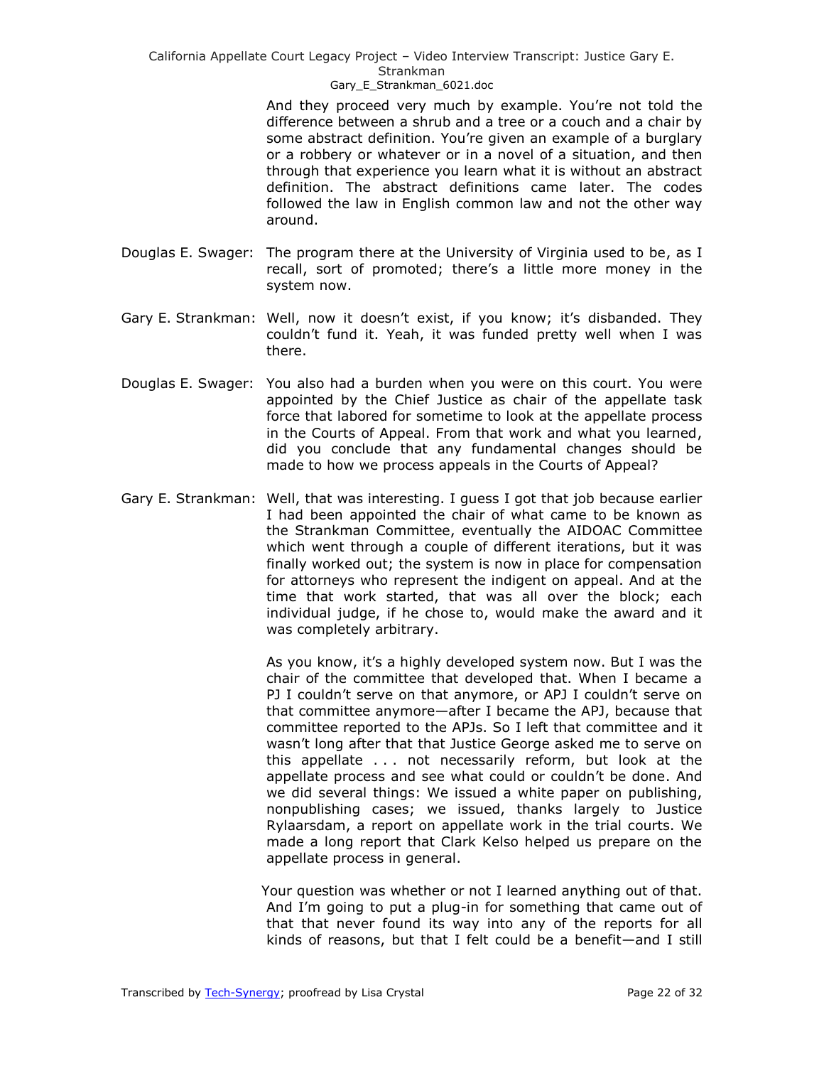And they proceed very much by example. You're not told the difference between a shrub and a tree or a couch and a chair by some abstract definition. You're given an example of a burglary or a robbery or whatever or in a novel of a situation, and then through that experience you learn what it is without an abstract definition. The abstract definitions came later. The codes followed the law in English common law and not the other way around.

Douglas E. Swager: The program there at the University of Virginia used to be, as I recall, sort of promoted; there's a little more money in the system now.

Gary E. Strankman: Well, now it doesn't exist, if you know; it's disbanded. They couldn't fund it. Yeah, it was funded pretty well when I was there.

Douglas E. Swager: You also had a burden when you were on this court. You were appointed by the Chief Justice as chair of the appellate task force that labored for sometime to look at the appellate process in the Courts of Appeal. From that work and what you learned, did you conclude that any fundamental changes should be made to how we process appeals in the Courts of Appeal?

Gary E. Strankman: Well, that was interesting. I guess I got that job because earlier I had been appointed the chair of what came to be known as the Strankman Committee, eventually the AIDOAC Committee which went through a couple of different iterations, but it was finally worked out; the system is now in place for compensation for attorneys who represent the indigent on appeal. And at the time that work started, that was all over the block; each individual judge, if he chose to, would make the award and it was completely arbitrary.

As you know, it's a highly developed system now. But I was the chair of the committee that developed that. When I became a PJ I couldn't serve on that anymore, or APJ I couldn't serve on that committee anymore—after I became the APJ, because that committee reported to the APJs. So I left that committee and it wasn't long after that that Justice George asked me to serve on this appellate . . . not necessarily reform, but look at the appellate process and see what could or couldn't be done. And we did several things: We issued a white paper on publishing, nonpublishing cases; we issued, thanks largely to Justice Rylaarsdam, a report on appellate work in the trial courts. We made a long report that Clark Kelso helped us prepare on the appellate process in general.

Your question was whether or not I learned anything out of that. And I'm going to put a plug-in for something that came out of that that never found its way into any of the reports for all kinds of reasons, but that I felt could be a benefit—and I still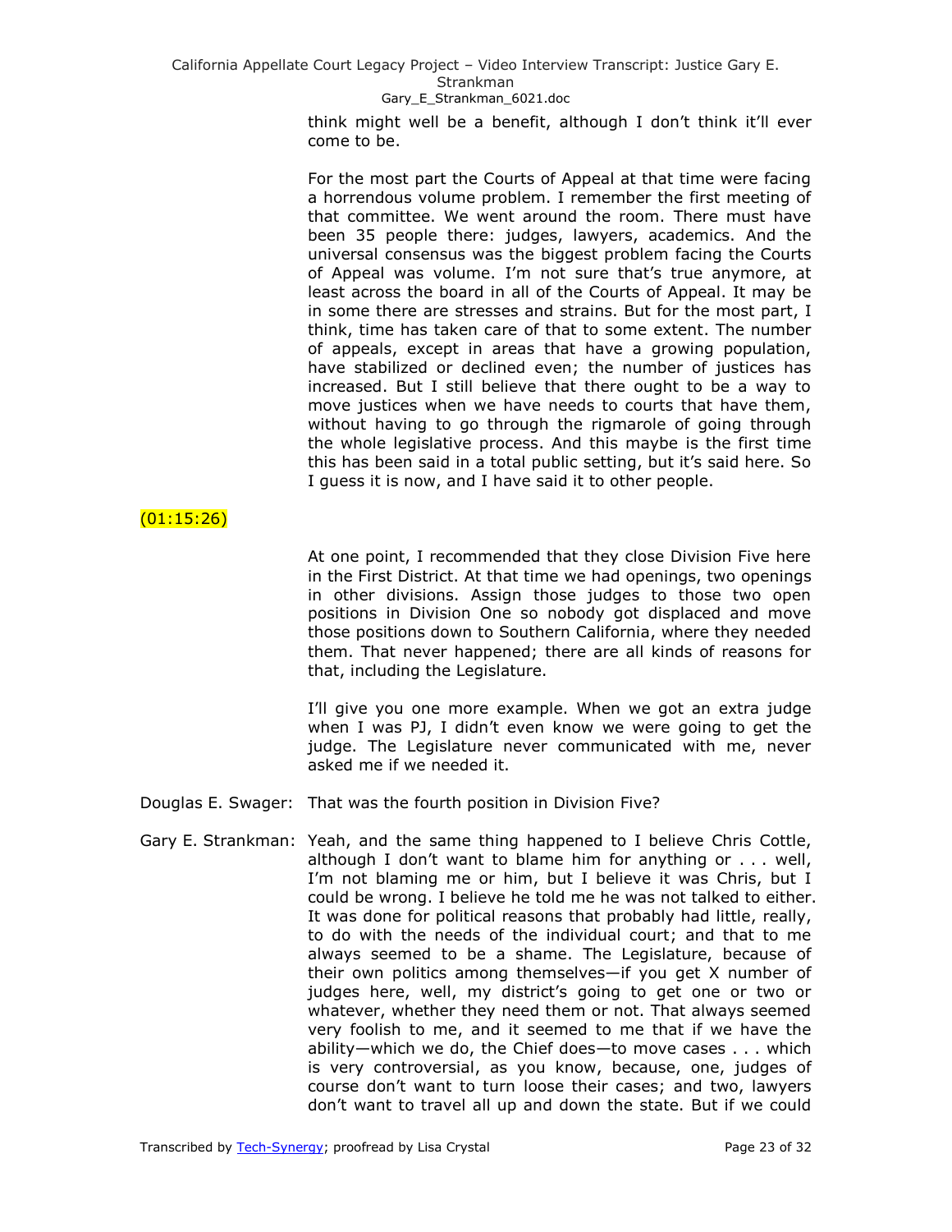think might well be a benefit, although I don't think it'll ever come to be.

For the most part the Courts of Appeal at that time were facing a horrendous volume problem. I remember the first meeting of that committee. We went around the room. There must have been 35 people there: judges, lawyers, academics. And the universal consensus was the biggest problem facing the Courts of Appeal was volume. I'm not sure that's true anymore, at least across the board in all of the Courts of Appeal. It may be in some there are stresses and strains. But for the most part, I think, time has taken care of that to some extent. The number of appeals, except in areas that have a growing population, have stabilized or declined even; the number of justices has increased. But I still believe that there ought to be a way to move justices when we have needs to courts that have them, without having to go through the rigmarole of going through the whole legislative process. And this maybe is the first time this has been said in a total public setting, but it's said here. So I guess it is now, and I have said it to other people.

(01:15:26)

At one point, I recommended that they close Division Five here in the First District. At that time we had openings, two openings in other divisions. Assign those judges to those two open positions in Division One so nobody got displaced and move those positions down to Southern California, where they needed them. That never happened; there are all kinds of reasons for that, including the Legislature.

I'll give you one more example. When we got an extra judge when I was PJ, I didn't even know we were going to get the judge. The Legislature never communicated with me, never asked me if we needed it.

Douglas E. Swager: That was the fourth position in Division Five?

Gary E. Strankman: Yeah, and the same thing happened to I believe Chris Cottle, although I don't want to blame him for anything or . . . well, I'm not blaming me or him, but I believe it was Chris, but I could be wrong. I believe he told me he was not talked to either. It was done for political reasons that probably had little, really, to do with the needs of the individual court; and that to me always seemed to be a shame. The Legislature, because of their own politics among themselves—if you get X number of judges here, well, my district's going to get one or two or whatever, whether they need them or not. That always seemed very foolish to me, and it seemed to me that if we have the ability—which we do, the Chief does—to move cases . . . which is very controversial, as you know, because, one, judges of course don't want to turn loose their cases; and two, lawyers don't want to travel all up and down the state. But if we could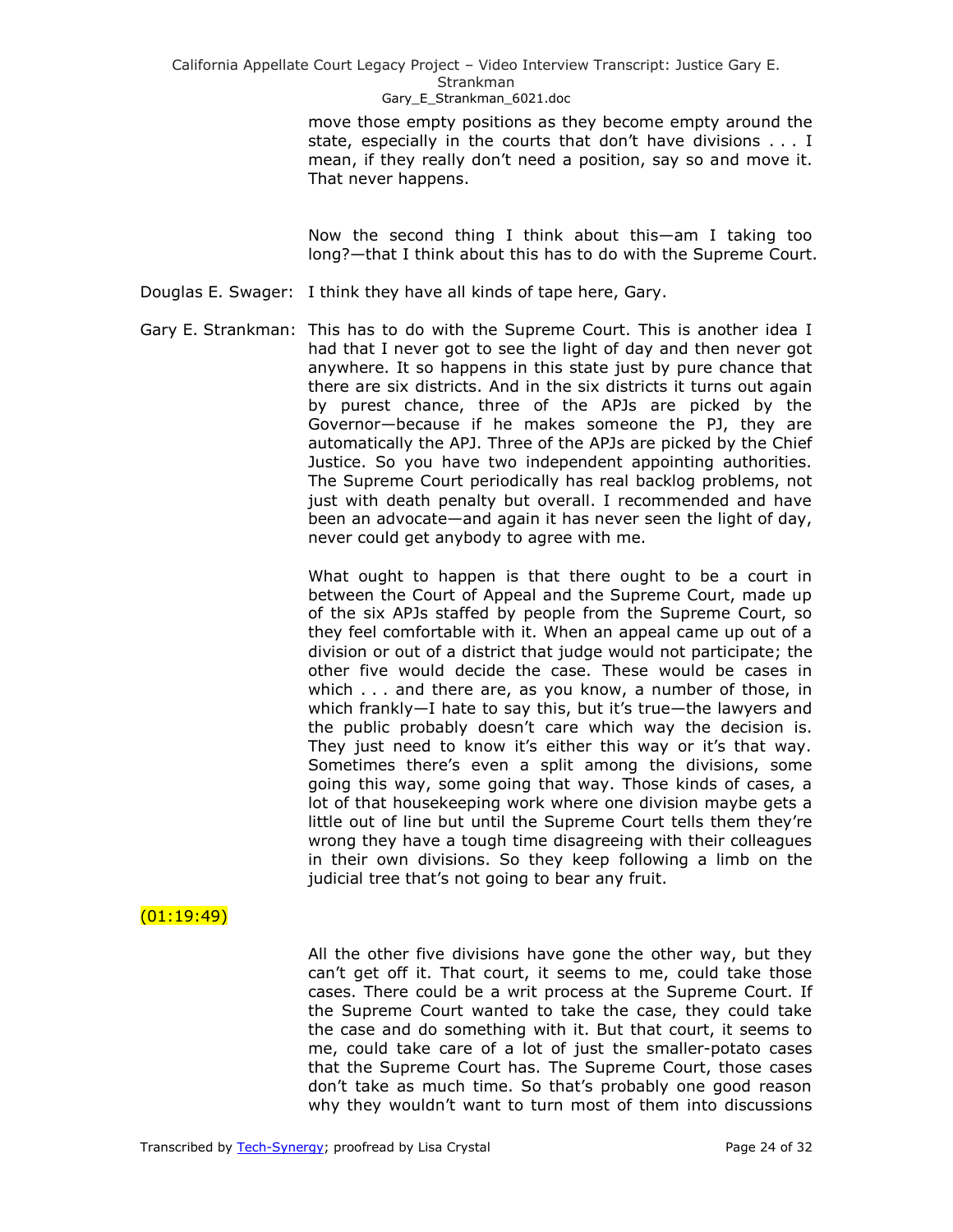move those empty positions as they become empty around the state, especially in the courts that don't have divisions . . . I mean, if they really don't need a position, say so and move it. That never happens.

Now the second thing I think about this—am I taking too long?—that I think about this has to do with the Supreme Court.

Douglas E. Swager: I think they have all kinds of tape here, Gary.

Gary E. Strankman: This has to do with the Supreme Court. This is another idea I had that I never got to see the light of day and then never got anywhere. It so happens in this state just by pure chance that there are six districts. And in the six districts it turns out again by purest chance, three of the APJs are picked by the Governor—because if he makes someone the PJ, they are automatically the APJ. Three of the APJs are picked by the Chief Justice. So you have two independent appointing authorities. The Supreme Court periodically has real backlog problems, not just with death penalty but overall. I recommended and have been an advocate—and again it has never seen the light of day, never could get anybody to agree with me.

What ought to happen is that there ought to be a court in between the Court of Appeal and the Supreme Court, made up of the six APJs staffed by people from the Supreme Court, so they feel comfortable with it. When an appeal came up out of a division or out of a district that judge would not participate; the other five would decide the case. These would be cases in which . . . and there are, as you know, a number of those, in which frankly—I hate to say this, but it's true—the lawyers and the public probably doesn't care which way the decision is. They just need to know it's either this way or it's that way. Sometimes there's even a split among the divisions, some going this way, some going that way. Those kinds of cases, a lot of that housekeeping work where one division maybe gets a little out of line but until the Supreme Court tells them they're wrong they have a tough time disagreeing with their colleagues in their own divisions. So they keep following a limb on the judicial tree that's not going to bear any fruit.

(01:19:49)

All the other five divisions have gone the other way, but they can't get off it. That court, it seems to me, could take those cases. There could be a writ process at the Supreme Court. If the Supreme Court wanted to take the case, they could take the case and do something with it. But that court, it seems to me, could take care of a lot of just the smaller-potato cases that the Supreme Court has. The Supreme Court, those cases don't take as much time. So that's probably one good reason why they wouldn't want to turn most of them into discussions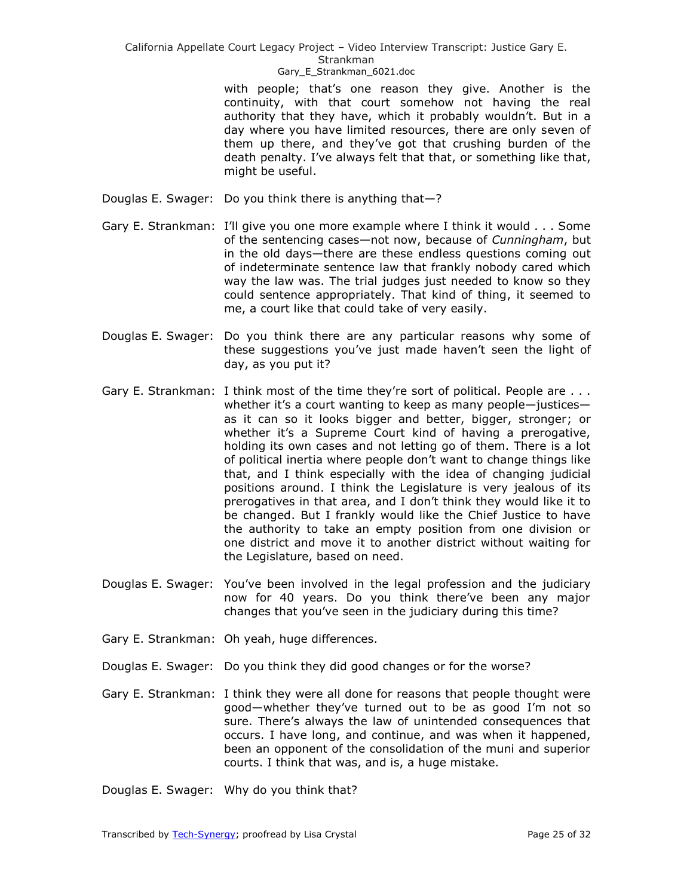with people; that's one reason they give. Another is the continuity, with that court somehow not having the real authority that they have, which it probably wouldn't. But in a day where you have limited resources, there are only seven of them up there, and they've got that crushing burden of the death penalty. I've always felt that that, or something like that, might be useful.

Douglas E. Swager: Do you think there is anything that—?

Gary E. Strankman: I'll give you one more example where I think it would . . . Some of the sentencing cases—not now, because of *Cunningham*, but in the old days—there are these endless questions coming out of indeterminate sentence law that frankly nobody cared which way the law was. The trial judges just needed to know so they could sentence appropriately. That kind of thing, it seemed to me, a court like that could take of very easily.

Douglas E. Swager: Do you think there are any particular reasons why some of these suggestions you've just made haven't seen the light of day, as you put it?

Gary E. Strankman: I think most of the time they're sort of political. People are . . . whether it's a court wanting to keep as many people—justices—as it can so it looks bigger and better, bigger, stronger; or whether it's a Supreme Court kind of having a prerogative, holding its own cases and not letting go of them. There is a lot of political inertia where people don't want to change things like that, and I think especially with the idea of changing judicial positions around. I think the Legislature is very jealous of its prerogatives in that area, and I don't think they would like it to be changed. But I frankly would like the Chief Justice to have the authority to take an empty position from one division or one district and move it to another district without waiting for the Legislature, based on need.

Douglas E. Swager: You've been involved in the legal profession and the judiciary now for 40 years. Do you think there've been any major changes that you've seen in the judiciary during this time?

Gary E. Strankman: Oh yeah, huge differences.

Douglas E. Swager: Do you think they did good changes or for the worse?

Gary E. Strankman: I think they were all done for reasons that people thought were good—whether they've turned out to be as good I'm not so sure. There's always the law of unintended consequences that occurs. I have long, and continue, and was when it happened, been an opponent of the consolidation of the muni and superior courts. I think that was, and is, a huge mistake.

Douglas E. Swager: Why do you think that?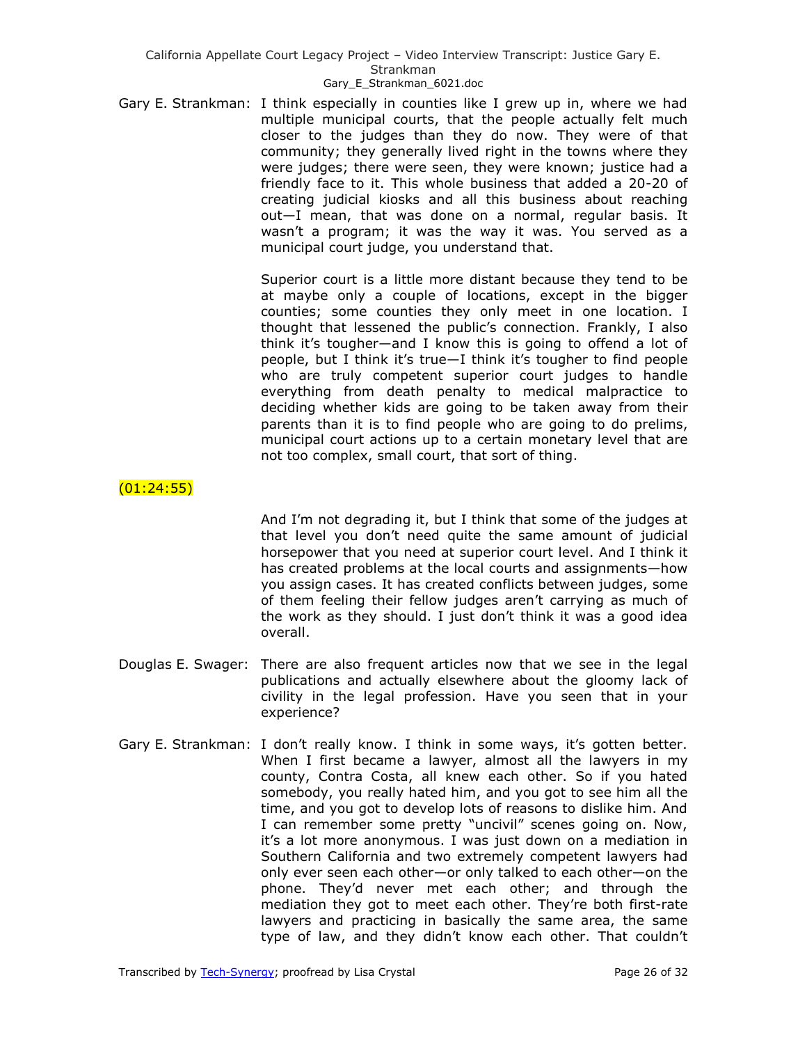Gary E. Strankman: I think especially in counties like I grew up in, where we had multiple municipal courts, that the people actually felt much closer to the judges than they do now. They were of that community; they generally lived right in the towns where they were judges; there were seen, they were known; justice had a friendly face to it. This whole business that added a 20-20 of creating judicial kiosks and all this business about reaching out—I mean, that was done on a normal, regular basis. It wasn't a program; it was the way it was. You served as a municipal court judge, you understand that.

Superior court is a little more distant because they tend to be at maybe only a couple of locations, except in the bigger counties; some counties they only meet in one location. I thought that lessened the public's connection. Frankly, I also think it's tougher—and I know this is going to offend a lot of people, but I think it's true—I think it's tougher to find people who are truly competent superior court judges to handle everything from death penalty to medical malpractice to deciding whether kids are going to be taken away from their parents than it is to find people who are going to do prelims, municipal court actions up to a certain monetary level that are not too complex, small court, that sort of thing.

(01:24:55)

And I'm not degrading it, but I think that some of the judges at that level you don't need quite the same amount of judicial horsepower that you need at superior court level. And I think it has created problems at the local courts and assignments—how you assign cases. It has created conflicts between judges, some of them feeling their fellow judges aren't carrying as much of the work as they should. I just don't think it was a good idea overall.

Douglas E. Swager: There are also frequent articles now that we see in the legal publications and actually elsewhere about the gloomy lack of civility in the legal profession. Have you seen that in your experience?

Gary E. Strankman: I don't really know. I think in some ways, it's gotten better. When I first became a lawyer, almost all the lawyers in my county, Contra Costa, all knew each other. So if you hated somebody, you really hated him, and you got to see him all the time, and you got to develop lots of reasons to dislike him. And I can remember some pretty "uncivil" scenes going on. Now, it's a lot more anonymous. I was just down on a mediation in Southern California and two extremely competent lawyers had only ever seen each other—or only talked to each other—on the phone. They'd never met each other; and through the mediation they got to meet each other. They're both first-rate lawyers and practicing in basically the same area, the same type of law, and they didn't know each other. That couldn't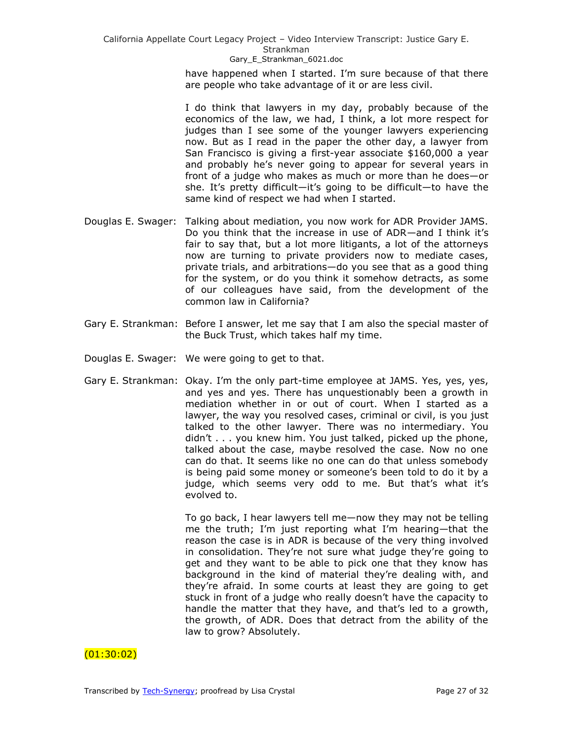have happened when I started. I'm sure because of that there are people who take advantage of it or are less civil.

I do think that lawyers in my day, probably because of the economics of the law, we had, I think, a lot more respect for judges than I see some of the younger lawyers experiencing now. But as I read in the paper the other day, a lawyer from San Francisco is giving a first-year associate $160,000 a year and probably he's never going to appear for several years in front of a judge who makes as much or more than he does—or she. It's pretty difficult—it's going to be difficult—to have the same kind of respect we had when I started.

Douglas E. Swager: Talking about mediation, you now work for ADR Provider JAMS. Do you think that the increase in use of ADR—and I think it's fair to say that, but a lot more litigants, a lot of the attorneys now are turning to private providers now to mediate cases, private trials, and arbitrations—do you see that as a good thing for the system, or do you think it somehow detracts, as some of our colleagues have said, from the development of the common law in California?

Gary E. Strankman: Before I answer, let me say that I am also the special master of the Buck Trust, which takes half my time.

Douglas E. Swager: We were going to get to that.

Gary E. Strankman: Okay. I'm the only part-time employee at JAMS. Yes, yes, yes, and yes and yes. There has unquestionably been a growth in mediation whether in or out of court. When I started as a lawyer, the way you resolved cases, criminal or civil, is you just talked to the other lawyer. There was no intermediary. You didn't . . . you knew him. You just talked, picked up the phone, talked about the case, maybe resolved the case. Now no one can do that. It seems like no one can do that unless somebody is being paid some money or someone's been told to do it by a judge, which seems very odd to me. But that's what it's evolved to.

To go back, I hear lawyers tell me—now they may not be telling me the truth; I'm just reporting what I'm hearing—that the reason the case is in ADR is because of the very thing involved in consolidation. They're not sure what judge they're going to get and they want to be able to pick one that they know has background in the kind of material they're dealing with, and they're afraid. In some courts at least they are going to get stuck in front of a judge who really doesn't have the capacity to handle the matter that they have, and that's led to a growth, the growth, of ADR. Does that detract from the ability of the law to grow? Absolutely.

(01:30:02)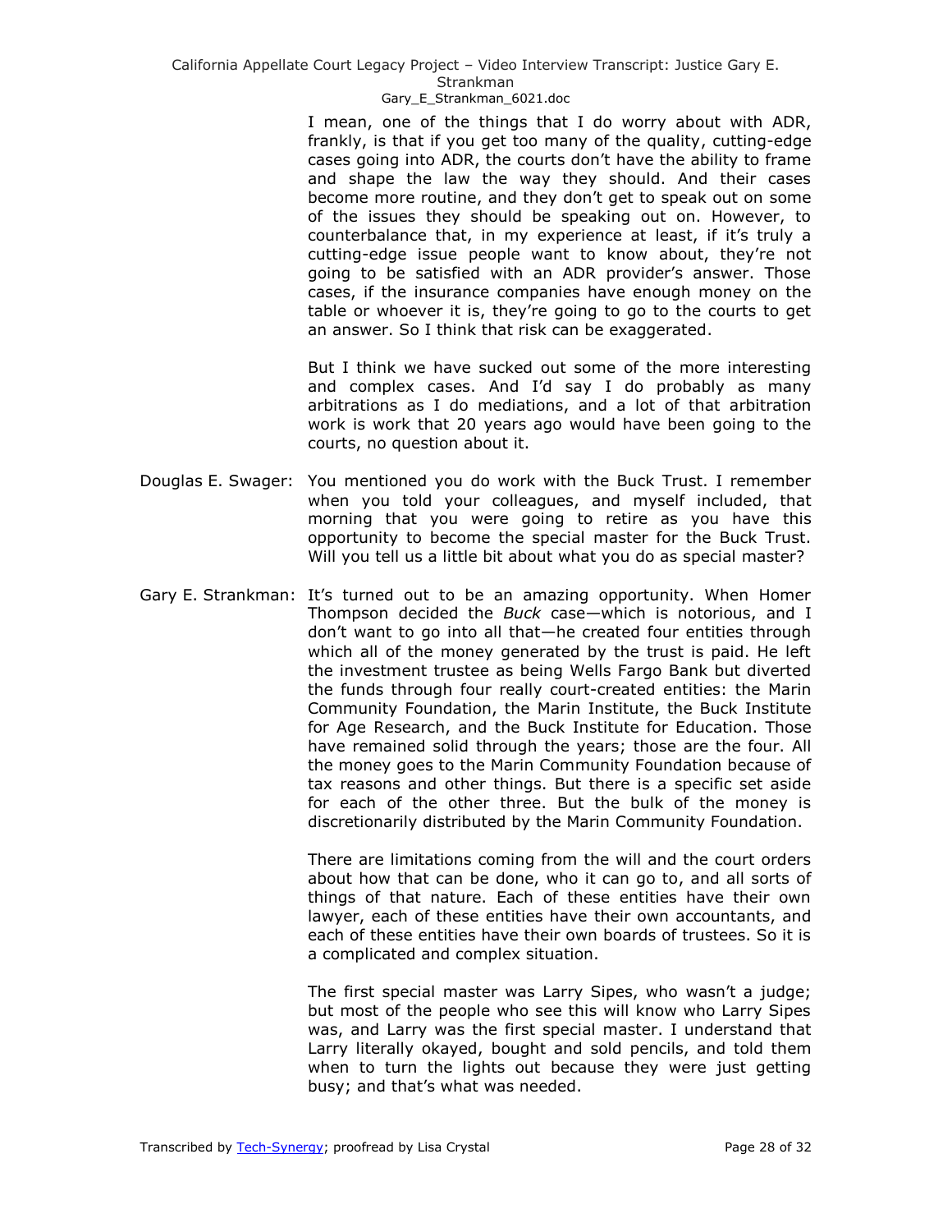I mean, one of the things that I do worry about with ADR, frankly, is that if you get too many of the quality, cutting-edge cases going into ADR, the courts don't have the ability to frame and shape the law the way they should. And their cases become more routine, and they don't get to speak out on some of the issues they should be speaking out on. However, to counterbalance that, in my experience at least, if it's truly a cutting-edge issue people want to know about, they're not going to be satisfied with an ADR provider's answer. Those cases, if the insurance companies have enough money on the table or whoever it is, they're going to go to the courts to get an answer. So I think that risk can be exaggerated.

But I think we have sucked out some of the more interesting and complex cases. And I'd say I do probably as many arbitrations as I do mediations, and a lot of that arbitration work is work that 20 years ago would have been going to the courts, no question about it.

Douglas E. Swager: You mentioned you do work with the Buck Trust. I remember when you told your colleagues, and myself included, that morning that you were going to retire as you have this opportunity to become the special master for the Buck Trust. Will you tell us a little bit about what you do as special master?

Gary E. Strankman: It's turned out to be an amazing opportunity. When Homer Thompson decided the *Buck* case—which is notorious, and I don't want to go into all that—he created four entities through which all of the money generated by the trust is paid. He left the investment trustee as being Wells Fargo Bank but diverted the funds through four really court-created entities: the Marin Community Foundation, the Marin Institute, the Buck Institute for Age Research, and the Buck Institute for Education. Those have remained solid through the years; those are the four. All the money goes to the Marin Community Foundation because of tax reasons and other things. But there is a specific set aside for each of the other three. But the bulk of the money is discretionarily distributed by the Marin Community Foundation.

There are limitations coming from the will and the court orders about how that can be done, who it can go to, and all sorts of things of that nature. Each of these entities have their own lawyer, each of these entities have their own accountants, and each of these entities have their own boards of trustees. So it is a complicated and complex situation.

The first special master was Larry Sipes, who wasn't a judge; but most of the people who see this will know who Larry Sipes was, and Larry was the first special master. I understand that Larry literally okayed, bought and sold pencils, and told them when to turn the lights out because they were just getting busy; and that's what was needed.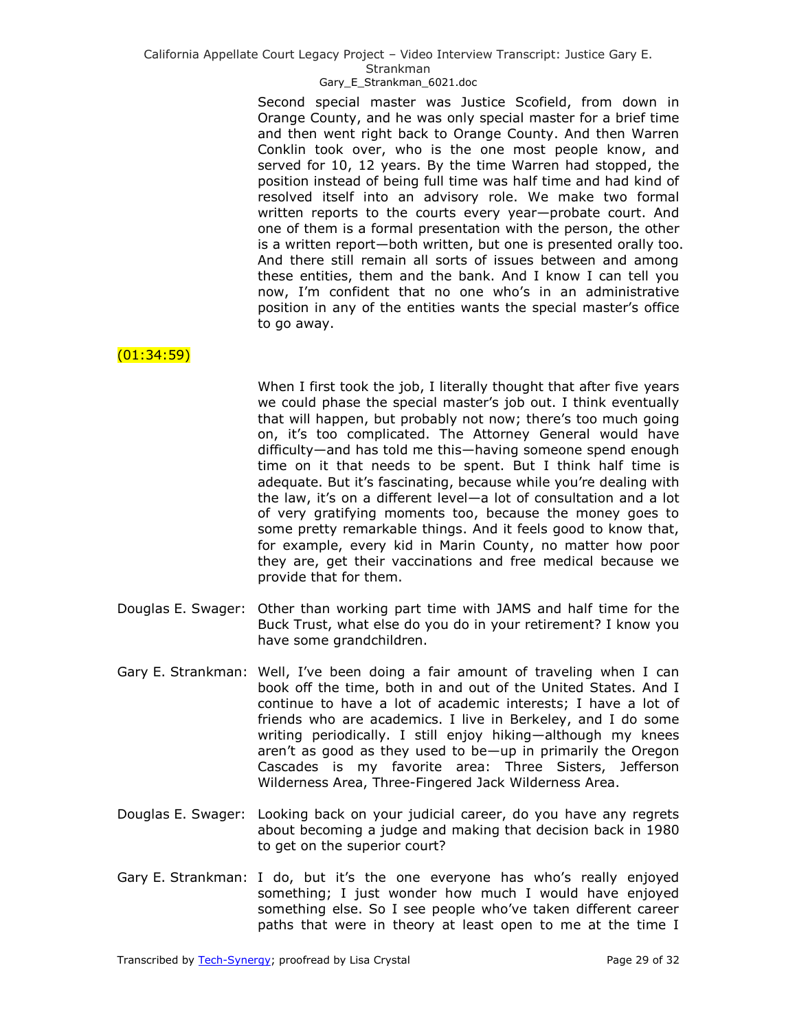Second special master was Justice Scofield, from down in Orange County, and he was only special master for a brief time and then went right back to Orange County. And then Warren Conklin took over, who is the one most people know, and served for 10, 12 years. By the time Warren had stopped, the position instead of being full time was half time and had kind of resolved itself into an advisory role. We make two formal written reports to the courts every year—probate court. And one of them is a formal presentation with the person, the other is a written report—both written, but one is presented orally too. And there still remain all sorts of issues between and among these entities, them and the bank. And I know I can tell you now, I'm confident that no one who's in an administrative position in any of the entities wants the special master's office to go away.

(01:34:59)

When I first took the job, I literally thought that after five years we could phase the special master's job out. I think eventually that will happen, but probably not now; there's too much going on, it's too complicated. The Attorney General would have difficulty—and has told me this—having someone spend enough time on it that needs to be spent. But I think half time is adequate. But it's fascinating, because while you're dealing with the law, it's on a different level—a lot of consultation and a lot of very gratifying moments too, because the money goes to some pretty remarkable things. And it feels good to know that, for example, every kid in Marin County, no matter how poor they are, get their vaccinations and free medical because we provide that for them.

Douglas E. Swager: Other than working part time with JAMS and half time for the Buck Trust, what else do you do in your retirement? I know you have some grandchildren.

Gary E. Strankman: Well, I've been doing a fair amount of traveling when I can book off the time, both in and out of the United States. And I continue to have a lot of academic interests; I have a lot of friends who are academics. I live in Berkeley, and I do some writing periodically. I still enjoy hiking—although my knees aren't as good as they used to be—up in primarily the Oregon Cascades is my favorite area: Three Sisters, Jefferson Wilderness Area, Three-Fingered Jack Wilderness Area.

Douglas E. Swager: Looking back on your judicial career, do you have any regrets about becoming a judge and making that decision back in 1980 to get on the superior court?

Gary E. Strankman: I do, but it's the one everyone has who's really enjoyed something; I just wonder how much I would have enjoyed something else. So I see people who've taken different career paths that were in theory at least open to me at the time I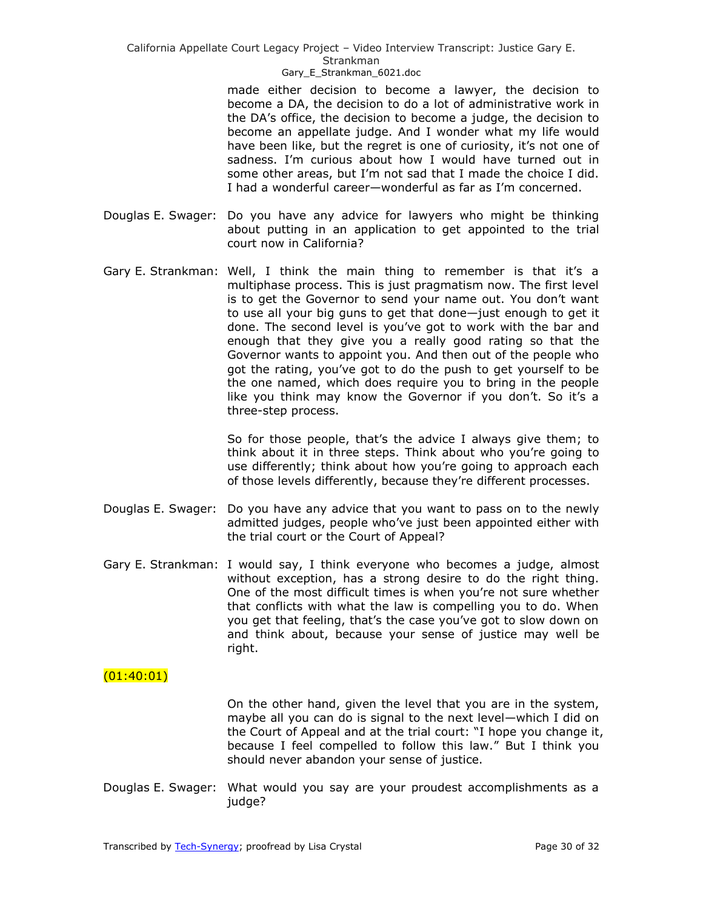made either decision to become a lawyer, the decision to become a DA, the decision to do a lot of administrative work in the DA's office, the decision to become a judge, the decision to become an appellate judge. And I wonder what my life would have been like, but the regret is one of curiosity, it's not one of sadness. I'm curious about how I would have turned out in some other areas, but I'm not sad that I made the choice I did. I had a wonderful career—wonderful as far as I'm concerned.

Douglas E. Swager: Do you have any advice for lawyers who might be thinking about putting in an application to get appointed to the trial court now in California?

Gary E. Strankman: Well, I think the main thing to remember is that it's a multiphase process. This is just pragmatism now. The first level is to get the Governor to send your name out. You don't want to use all your big guns to get that done—just enough to get it done. The second level is you've got to work with the bar and enough that they give you a really good rating so that the Governor wants to appoint you. And then out of the people who got the rating, you've got to do the push to get yourself to be the one named, which does require you to bring in the people like you think may know the Governor if you don't. So it's a three-step process.

So for those people, that's the advice I always give them; to think about it in three steps. Think about who you're going to use differently; think about how you're going to approach each of those levels differently, because they're different processes.

Douglas E. Swager: Do you have any advice that you want to pass on to the newly admitted judges, people who've just been appointed either with the trial court or the Court of Appeal?

Gary E. Strankman: I would say, I think everyone who becomes a judge, almost without exception, has a strong desire to do the right thing. One of the most difficult times is when you're not sure whether that conflicts with what the law is compelling you to do. When you get that feeling, that's the case you've got to slow down on and think about, because your sense of justice may well be right.

(01:40:01)

On the other hand, given the level that you are in the system, maybe all you can do is signal to the next level—which I did on the Court of Appeal and at the trial court: "I hope you change it, because I feel compelled to follow this law." But I think you should never abandon your sense of justice.

Douglas E. Swager: What would you say are your proudest accomplishments as a judge?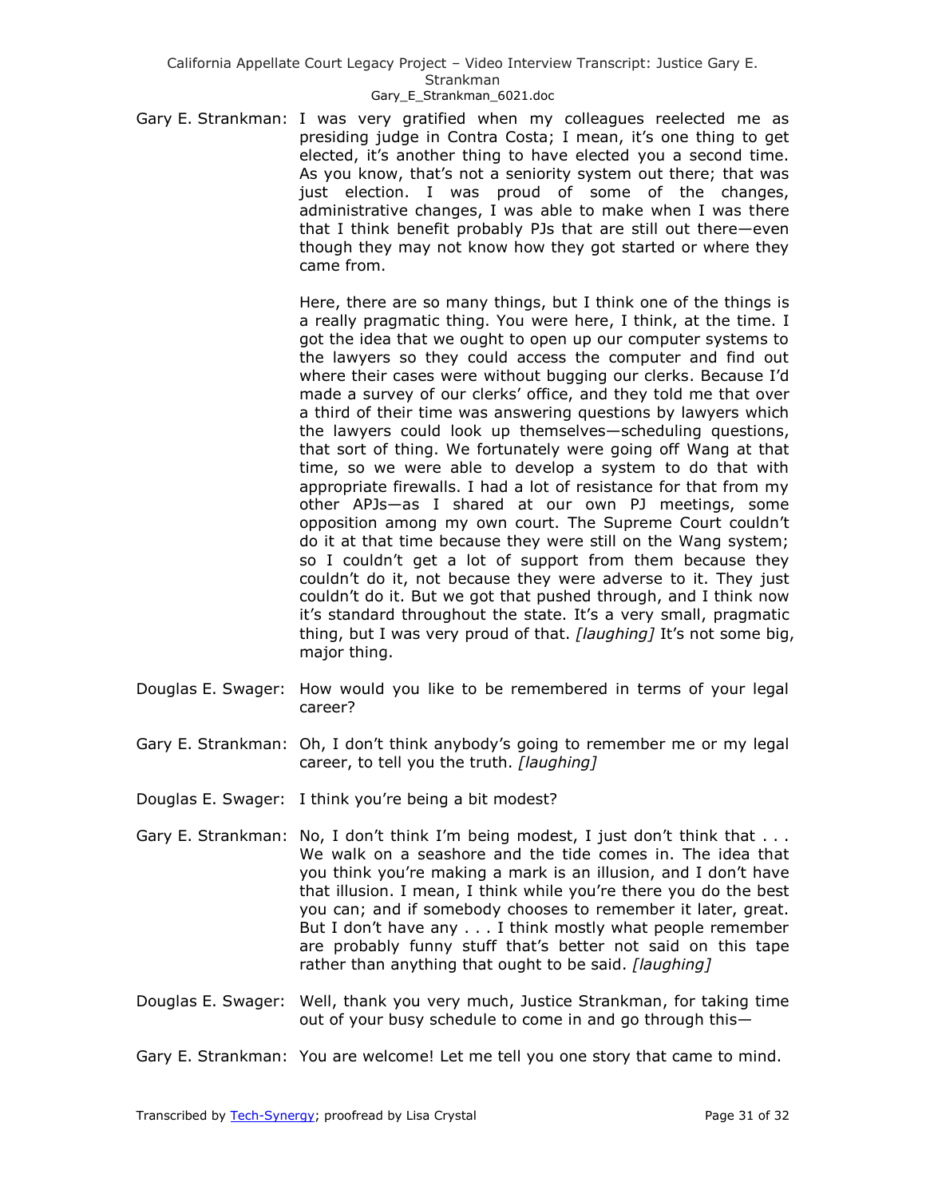Gary E. Strankman: I was very gratified when my colleagues reelected me as presiding judge in Contra Costa; I mean, it's one thing to get elected, it's another thing to have elected you a second time. As you know, that's not a seniority system out there; that was just election. I was proud of some of the changes, administrative changes, I was able to make when I was there that I think benefit probably PJs that are still out there—even though they may not know how they got started or where they came from.

Here, there are so many things, but I think one of the things is a really pragmatic thing. You were here, I think, at the time. I got the idea that we ought to open up our computer systems to the lawyers so they could access the computer and find out where their cases were without bugging our clerks. Because I'd made a survey of our clerks' office, and they told me that over a third of their time was answering questions by lawyers which the lawyers could look up themselves—scheduling questions, that sort of thing. We fortunately were going off Wang at that time, so we were able to develop a system to do that with appropriate firewalls. I had a lot of resistance for that from my other APJs—as I shared at our own PJ meetings, some opposition among my own court. The Supreme Court couldn't do it at that time because they were still on the Wang system; so I couldn't get a lot of support from them because they couldn't do it, not because they were adverse to it. They just couldn't do it. But we got that pushed through, and I think now it's standard throughout the state. It's a very small, pragmatic thing, but I was very proud of that. *[laughing]* It's not some big, major thing.

Douglas E. Swager: How would you like to be remembered in terms of your legal career?

Gary E. Strankman: Oh, I don't think anybody's going to remember me or my legal career, to tell you the truth. *[laughing]*

Douglas E. Swager: I think you're being a bit modest?

Gary E. Strankman: No, I don't think I'm being modest, I just don't think that . . . We walk on a seashore and the tide comes in. The idea that you think you're making a mark is an illusion, and I don't have that illusion. I mean, I think while you're there you do the best you can; and if somebody chooses to remember it later, great. But I don't have any . . . I think mostly what people remember are probably funny stuff that's better not said on this tape rather than anything that ought to be said. *[laughing]*

Douglas E. Swager: Well, thank you very much, Justice Strankman, for taking time out of your busy schedule to come in and go through this—

Gary E. Strankman: You are welcome! Let me tell you one story that came to mind.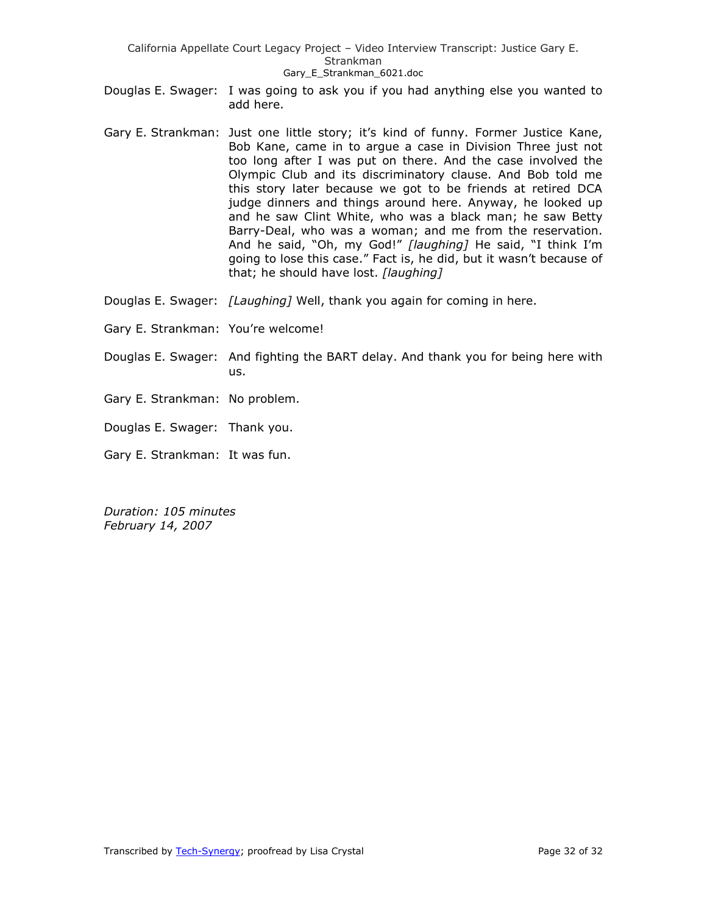Douglas E. Swager: I was going to ask you if you had anything else you wanted to add here.

Gary E. Strankman: Just one little story; it's kind of funny. Former Justice Kane, Bob Kane, came in to argue a case in Division Three just not too long after I was put on there. And the case involved the Olympic Club and its discriminatory clause. And Bob told me this story later because we got to be friends at retired DCA judge dinners and things around here. Anyway, he looked up and he saw Clint White, who was a black man; he saw Betty Barry-Deal, who was a woman; and me from the reservation. And he said, "Oh, my God!" *[laughing]* He said, "I think I'm going to lose this case." Fact is, he did, but it wasn't because of that; he should have lost. *[laughing]*

Douglas E. Swager: *[Laughing]* Well, thank you again for coming in here.

Gary E. Strankman: You're welcome!

Douglas E. Swager: And fighting the BART delay. And thank you for being here with us.

Gary E. Strankman: No problem.

Douglas E. Swager: Thank you.

Gary E. Strankman: It was fun.

*Duration: 105 minutes*
*February 14, 2007*

Transcribed by Tech-Synergy; proofread by Lisa Crystal